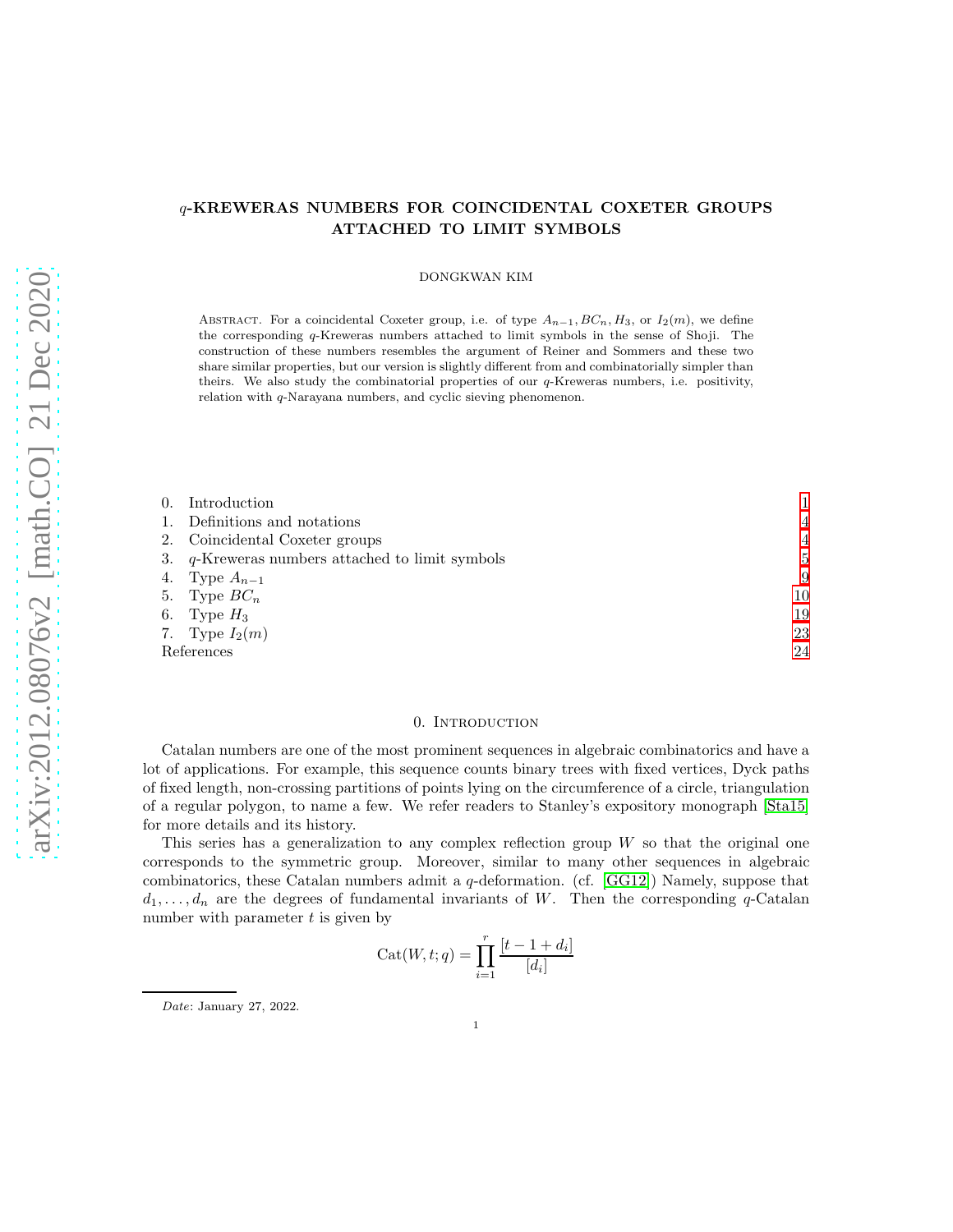# $q$-KREWERAS NUMBERS FOR COINCIDENTAL COXETER GROUPS ATTACHED TO LIMIT SYMBOLS

DONGKWAN KIM

Abstract. For a coincidental Coxeter group, i.e. of type $A_{n-1}, BC_n, H_3$, or $I_2(m)$, we define the corresponding $q$-Kreweras numbers attached to limit symbols in the sense of Shoji. The construction of these numbers resembles the argument of Reiner and Sommers and these two share similar properties, but our version is slightly different from and combinatorially simpler than theirs. We also study the combinatorial properties of our $q$-Kreweras numbers, i.e. positivity, relation with $q$-Narayana numbers, and cyclic sieving phenomenon.

| | | |
|---|---|---|
| 0. | Introduction | 1 |
| 1. | Definitions and notations | 4 |
| 2. | Coincidental Coxeter groups | 4 |
| 3. | $q$-Kreweras numbers attached to limit symbols | 5 |
| 4. | Type $A_{n-1}$ | 9 |
| 5. | Type $BC_n$ | 10 |
| 6. | Type $H_3$ | 19 |
| 7. | Type $I_2(m)$ | 23 |
| | References | 24 |

## 0. Introduction

Catalan numbers are one of the most prominent sequences in algebraic combinatorics and have a lot of applications. For example, this sequence counts binary trees with fixed vertices, Dyck paths of fixed length, non-crossing partitions of points lying on the circumference of a circle, triangulation of a regular polygon, to name a few. We refer readers to Stanley's expository monograph [Sta15] for more details and its history.

This series has a generalization to any complex reflection group $W$ so that the original one corresponds to the symmetric group. Moreover, similar to many other sequences in algebraic combinatorics, these Catalan numbers admit a $q$-deformation. (cf. [GG12]) Namely, suppose that $d_1, \ldots, d_n$ are the degrees of fundamental invariants of $W$. Then the corresponding $q$-Catalan number with parameter $t$ is given by

$$\mathrm{Cat}(W, t; q) = \prod_{i=1}^{r} \frac{[t - 1 + d_i]}{[d_i]}$$

*Date*: January 27, 2022.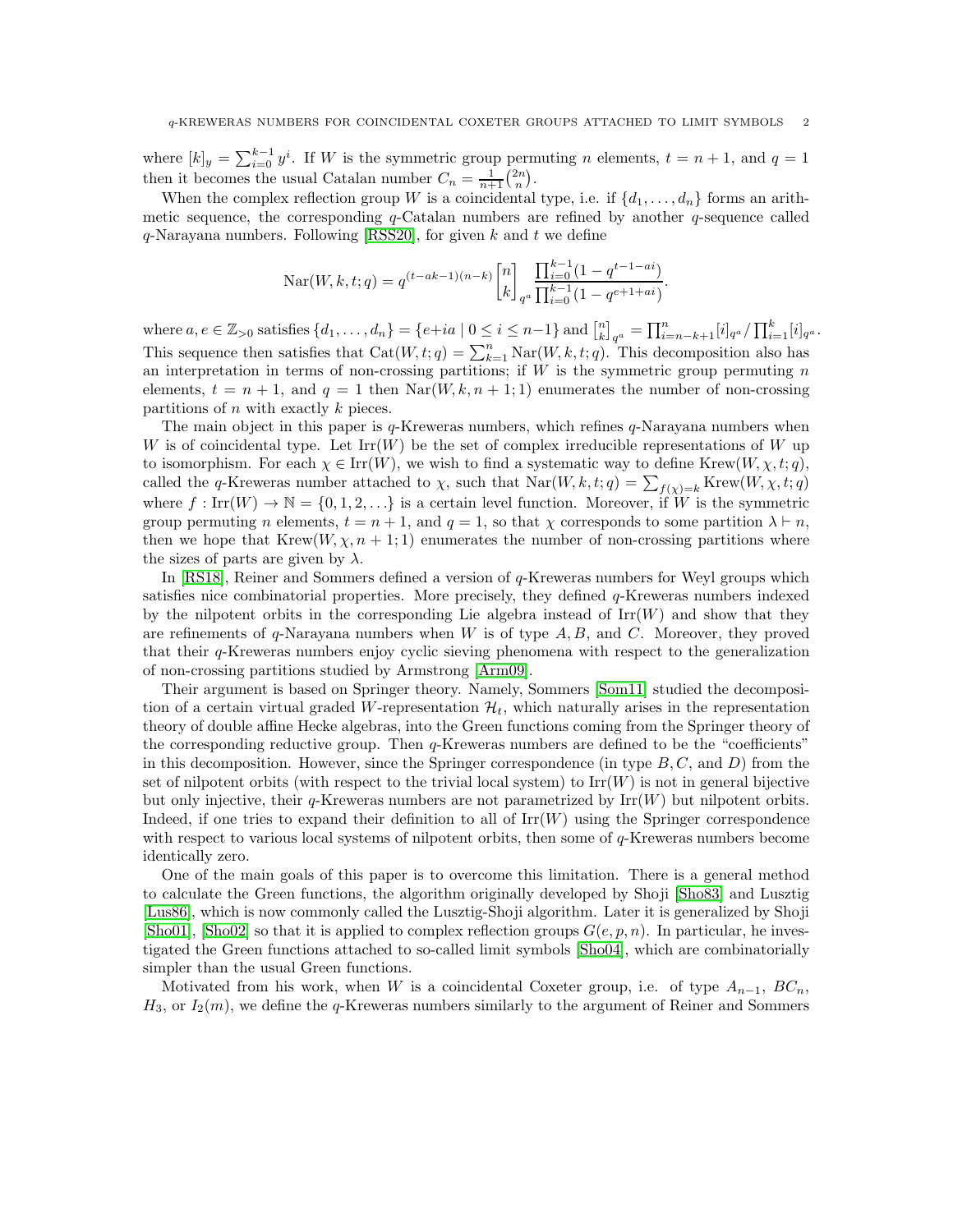where $[k]_y = \sum_{i=0}^{k-1} y^i$. If $W$ is the symmetric group permuting $n$ elements, $t = n+1$, and $q = 1$ then it becomes the usual Catalan number $C_n = \frac{1}{n+1}\binom{2n}{n}$.

When the complex reflection group $W$ is a coincidental type, i.e. if $\{d_1, \ldots, d_n\}$ forms an arithmetic sequence, the corresponding $q$-Catalan numbers are refined by another $q$-sequence called $q$-Narayana numbers. Following [RSS20], for given $k$ and $t$ we define

$$\mathrm{Nar}(W, k, t; q) = q^{(t-ak-1)(n-k)} \begin{bmatrix} n \\ k \end{bmatrix}_{q^a} \frac{\prod_{i=0}^{k-1}(1 - q^{t-1-ai})}{\prod_{i=0}^{k-1}(1 - q^{e+1+ai})}.$$

where $a, e \in \mathbb{Z}_{>0}$ satisfies $\{d_1, \ldots, d_n\} = \{e + ia \mid 0 \leq i \leq n-1\}$ and $\begin{bmatrix} n \\ k \end{bmatrix}_{q^a} = \prod_{i=n-k+1}^{n} [i]_{q^a} / \prod_{i=1}^{k} [i]_{q^a}$. This sequence then satisfies that $\mathrm{Cat}(W, t; q) = \sum_{k=1}^{n} \mathrm{Nar}(W, k, t; q)$. This decomposition also has an interpretation in terms of non-crossing partitions; if $W$ is the symmetric group permuting $n$ elements, $t = n+1$, and $q = 1$ then $\mathrm{Nar}(W, k, n+1; 1)$ enumerates the number of non-crossing partitions of $n$ with exactly $k$ pieces.

The main object in this paper is $q$-Kreweras numbers, which refines $q$-Narayana numbers when $W$ is of coincidental type. Let $\mathrm{Irr}(W)$ be the set of complex irreducible representations of $W$ up to isomorphism. For each $\chi \in \mathrm{Irr}(W)$, we wish to find a systematic way to define $\mathrm{Krew}(W, \chi, t; q)$, called the $q$-Kreweras number attached to $\chi$, such that $\mathrm{Nar}(W, k, t; q) = \sum_{f(\chi)=k} \mathrm{Krew}(W, \chi, t; q)$ where $f : \mathrm{Irr}(W) \to \mathbb{N} = \{0, 1, 2, \ldots\}$ is a certain level function. Moreover, if $W$ is the symmetric group permuting $n$ elements, $t = n+1$, and $q = 1$, so that $\chi$ corresponds to some partition $\lambda \vdash n$, then we hope that $\mathrm{Krew}(W, \chi, n+1; 1)$ enumerates the number of non-crossing partitions where the sizes of parts are given by $\lambda$.

In [RS18], Reiner and Sommers defined a version of $q$-Kreweras numbers for Weyl groups which satisfies nice combinatorial properties. More precisely, they defined $q$-Kreweras numbers indexed by the nilpotent orbits in the corresponding Lie algebra instead of $\mathrm{Irr}(W)$ and show that they are refinements of $q$-Narayana numbers when $W$ is of type $A$, $B$, and $C$. Moreover, they proved that their $q$-Kreweras numbers enjoy cyclic sieving phenomena with respect to the generalization of non-crossing partitions studied by Armstrong [Arm09].

Their argument is based on Springer theory. Namely, Sommers [Som11] studied the decomposition of a certain virtual graded $W$-representation $\mathcal{H}_t$, which naturally arises in the representation theory of double affine Hecke algebras, into the Green functions coming from the Springer theory of the corresponding reductive group. Then $q$-Kreweras numbers are defined to be the "coefficients" in this decomposition. However, since the Springer correspondence (in type $B$, $C$, and $D$) from the set of nilpotent orbits (with respect to the trivial local system) to $\mathrm{Irr}(W)$ is not in general bijective but only injective, their $q$-Kreweras numbers are not parametrized by $\mathrm{Irr}(W)$ but nilpotent orbits. Indeed, if one tries to expand their definition to all of $\mathrm{Irr}(W)$ using the Springer correspondence with respect to various local systems of nilpotent orbits, then some of $q$-Kreweras numbers become identically zero.

One of the main goals of this paper is to overcome this limitation. There is a general method to calculate the Green functions, the algorithm originally developed by Shoji [Sho83] and Lusztig [Lus86], which is now commonly called the Lusztig-Shoji algorithm. Later it is generalized by Shoji [Sho01], [Sho02] so that it is applied to complex reflection groups $G(e, p, n)$. In particular, he investigated the Green functions attached to so-called limit symbols [Sho04], which are combinatorially simpler than the usual Green functions.

Motivated from his work, when $W$ is a coincidental Coxeter group, i.e. of type $A_{n-1}$, $BC_n$, $H_3$, or $I_2(m)$, we define the $q$-Kreweras numbers similarly to the argument of Reiner and Sommers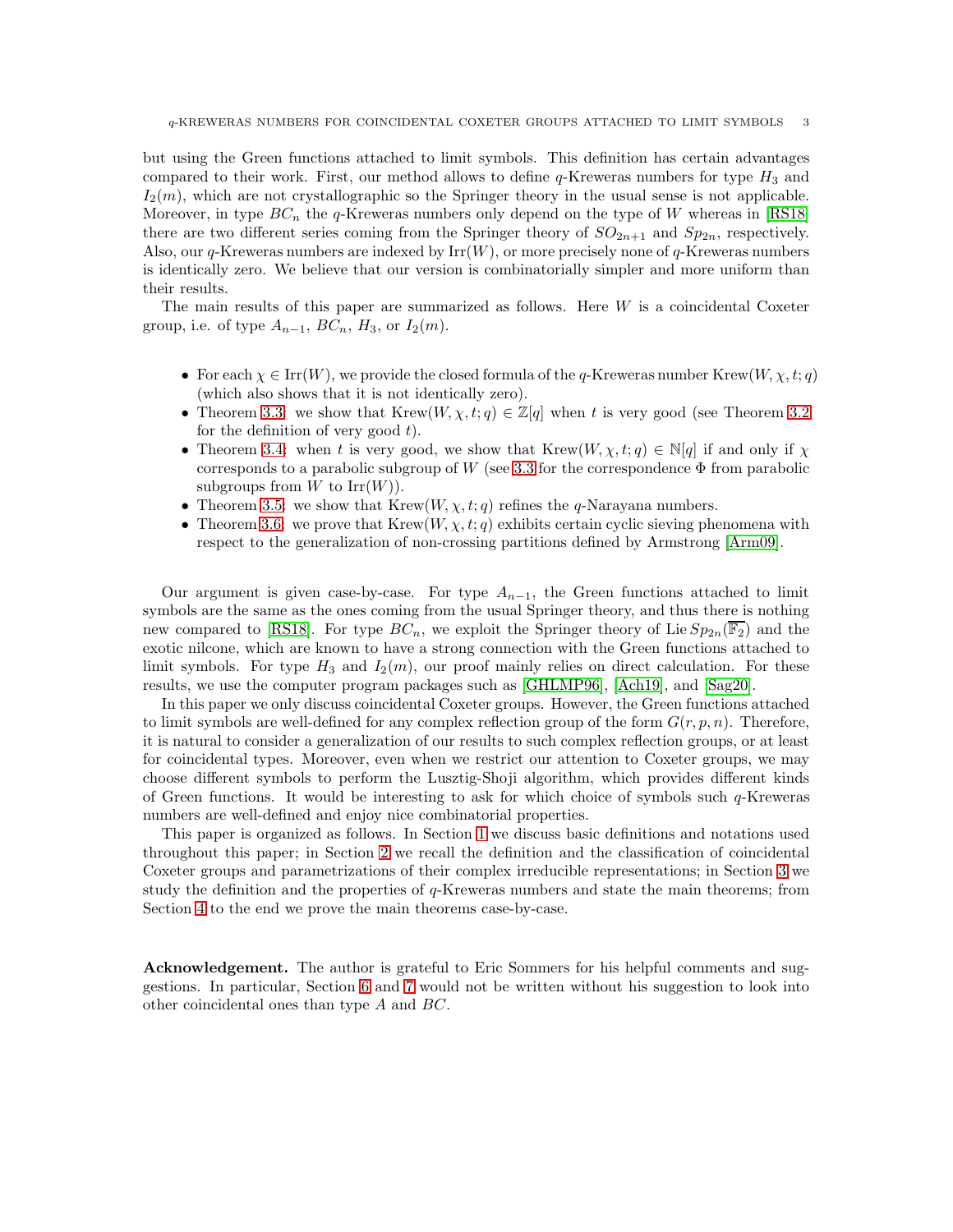but using the Green functions attached to limit symbols. This definition has certain advantages compared to their work. First, our method allows to define $q$-Kreweras numbers for type $H_3$ and $I_2(m)$, which are not crystallographic so the Springer theory in the usual sense is not applicable. Moreover, in type $BC_n$ the $q$-Kreweras numbers only depend on the type of $W$ whereas in [RS18] there are two different series coming from the Springer theory of $SO_{2n+1}$ and $Sp_{2n}$, respectively. Also, our $q$-Kreweras numbers are indexed by $\mathrm{Irr}(W)$, or more precisely none of $q$-Kreweras numbers is identically zero. We believe that our version is combinatorially simpler and more uniform than their results.

The main results of this paper are summarized as follows. Here $W$ is a coincidental Coxeter group, i.e. of type $A_{n-1}$, $BC_n$, $H_3$, or $I_2(m)$.

- For each $\chi \in \mathrm{Irr}(W)$, we provide the closed formula of the $q$-Kreweras number $\mathrm{Krew}(W, \chi, t; q)$ (which also shows that it is not identically zero).
- Theorem 3.3: we show that $\mathrm{Krew}(W, \chi, t; q) \in \mathbb{Z}[q]$ when $t$ is very good (see Theorem 3.2 for the definition of very good $t$).
- Theorem 3.4: when $t$ is very good, we show that $\mathrm{Krew}(W, \chi, t; q) \in \mathbb{N}[q]$ if and only if $\chi$ corresponds to a parabolic subgroup of $W$ (see 3.3 for the correspondence $\Phi$ from parabolic subgroups from $W$ to $\mathrm{Irr}(W)$).
- Theorem 3.5: we show that $\mathrm{Krew}(W, \chi, t; q)$ refines the $q$-Narayana numbers.
- Theorem 3.6: we prove that $\mathrm{Krew}(W, \chi, t; q)$ exhibits certain cyclic sieving phenomena with respect to the generalization of non-crossing partitions defined by Armstrong [Arm09].

Our argument is given case-by-case. For type $A_{n-1}$, the Green functions attached to limit symbols are the same as the ones coming from the usual Springer theory, and thus there is nothing new compared to [RS18]. For type $BC_n$, we exploit the Springer theory of $\mathrm{Lie}\, Sp_{2n}(\overline{\mathbb{F}_2})$ and the exotic nilcone, which are known to have a strong connection with the Green functions attached to limit symbols. For type $H_3$ and $I_2(m)$, our proof mainly relies on direct calculation. For these results, we use the computer program packages such as [GHLMP96], [Ach19], and [Sag20].

In this paper we only discuss coincidental Coxeter groups. However, the Green functions attached to limit symbols are well-defined for any complex reflection group of the form $G(r, p, n)$. Therefore, it is natural to consider a generalization of our results to such complex reflection groups, or at least for coincidental types. Moreover, even when we restrict our attention to Coxeter groups, we may choose different symbols to perform the Lusztig-Shoji algorithm, which provides different kinds of Green functions. It would be interesting to ask for which choice of symbols such $q$-Kreweras numbers are well-defined and enjoy nice combinatorial properties.

This paper is organized as follows. In Section 1 we discuss basic definitions and notations used throughout this paper; in Section 2 we recall the definition and the classification of coincidental Coxeter groups and parametrizations of their complex irreducible representations; in Section 3 we study the definition and the properties of $q$-Kreweras numbers and state the main theorems; from Section 4 to the end we prove the main theorems case-by-case.

**Acknowledgement.** The author is grateful to Eric Sommers for his helpful comments and suggestions. In particular, Section 6 and 7 would not be written without his suggestion to look into other coincidental ones than type $A$ and $BC$.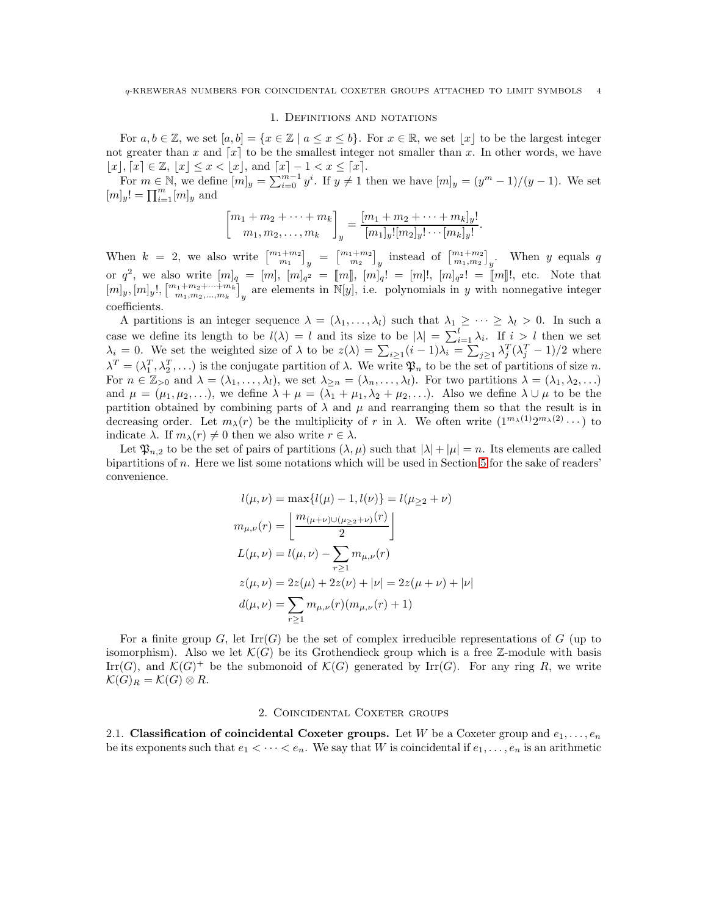## 1. Definitions and notations

For $a, b \in \mathbb{Z}$, we set $[a, b] = \{x \in \mathbb{Z} \mid a \le x \le b\}$. For $x \in \mathbb{R}$, we set $\lfloor x \rfloor$ to be the largest integer not greater than $x$ and $\lceil x \rceil$ to be the smallest integer not smaller than $x$. In other words, we have $\lfloor x \rfloor, \lceil x \rceil \in \mathbb{Z}$, $\lfloor x \rfloor \le x < \lfloor x \rfloor$, and $\lceil x \rceil - 1 < x \le \lceil x \rceil$.

For $m \in \mathbb{N}$, we define $[m]_y = \sum_{i=0}^{m-1} y^i$. If $y \ne 1$ then we have $[m]_y = (y^m - 1)/(y - 1)$. We set $[m]_y! = \prod_{i=1}^{m} [m]_y$ and

$$\begin{bmatrix} m_1 + m_2 + \cdots + m_k \\ m_1, m_2, \ldots, m_k \end{bmatrix}_y = \frac{[m_1 + m_2 + \cdots + m_k]_y!}{[m_1]_y! [m_2]_y! \cdots [m_k]_y!}.$$

When $k = 2$, we also write $\begin{bmatrix} m_1+m_2 \\ m_1 \end{bmatrix}_y = \begin{bmatrix} m_1+m_2 \\ m_2 \end{bmatrix}_y$ instead of $\begin{bmatrix} m_1+m_2 \\ m_1, m_2 \end{bmatrix}_y$. When $y$ equals $q$ or $q^2$, we also write $[m]_q = [m]$, $[m]_{q^2} = [\![m]\!]$, $[m]_q! = [m]!$, $[m]_{q^2}! = [\![m]\!]!$, etc. Note that $[m]_y, [m]_y!, \begin{bmatrix} m_1+m_2+\cdots+m_k \\ m_1, m_2, \ldots, m_k \end{bmatrix}_y$ are elements in $\mathbb{N}[y]$, i.e. polynomials in $y$ with nonnegative integer coefficients.

A partitions is an integer sequence $\lambda = (\lambda_1, \ldots, \lambda_l)$ such that $\lambda_1 \ge \cdots \ge \lambda_l > 0$. In such a case we define its length to be $l(\lambda) = l$ and its size to be $|\lambda| = \sum_{i=1}^{l} \lambda_i$. If $i > l$ then we set $\lambda_i = 0$. We set the weighted size of $\lambda$ to be $z(\lambda) = \sum_{i \ge 1} (i-1)\lambda_i = \sum_{j \ge 1} \lambda_j^T (\lambda_j^T - 1)/2$ where $\lambda^T = (\lambda_1^T, \lambda_2^T, \ldots)$ is the conjugate partition of $\lambda$. We write $\mathfrak{P}_n$ to be the set of partitions of size $n$. For $n \in \mathbb{Z}_{>0}$ and $\lambda = (\lambda_1, \ldots, \lambda_l)$, we set $\lambda_{\ge n} = (\lambda_n, \ldots, \lambda_l)$. For two partitions $\lambda = (\lambda_1, \lambda_2, \ldots)$ and $\mu = (\mu_1, \mu_2, \ldots)$, we define $\lambda + \mu = (\lambda_1 + \mu_1, \lambda_2 + \mu_2, \ldots)$. Also we define $\lambda \cup \mu$ to be the partition obtained by combining parts of $\lambda$ and $\mu$ and rearranging them so that the result is in decreasing order. Let $m_\lambda(r)$ be the multiplicity of $r$ in $\lambda$. We often write $(1^{m_\lambda(1)} 2^{m_\lambda(2)} \cdots)$ to indicate $\lambda$. If $m_\lambda(r) \ne 0$ then we also write $r \in \lambda$.

Let $\mathfrak{P}_{n,2}$ to be the set of pairs of partitions $(\lambda, \mu)$ such that $|\lambda| + |\mu| = n$. Its elements are called bipartitions of $n$. Here we list some notations which will be used in Section 5 for the sake of readers' convenience.

$$\begin{aligned}
l(\mu, \nu) &= \max\{l(\mu) - 1, l(\nu)\} = l(\mu_{\ge 2} + \nu) \\
m_{\mu,\nu}(r) &= \left\lfloor \frac{m_{(\mu+\nu)\cup(\mu_{\ge 2}+\nu)}(r)}{2} \right\rfloor \\
L(\mu, \nu) &= l(\mu, \nu) - \sum_{r \ge 1} m_{\mu,\nu}(r) \\
z(\mu, \nu) &= 2z(\mu) + 2z(\nu) + |\nu| = 2z(\mu + \nu) + |\nu| \\
d(\mu, \nu) &= \sum_{r \ge 1} m_{\mu,\nu}(r)(m_{\mu,\nu}(r) + 1)
\end{aligned}$$

For a finite group $G$, let $\mathrm{Irr}(G)$ be the set of complex irreducible representations of $G$ (up to isomorphism). Also we let $\mathcal{K}(G)$ be its Grothendieck group which is a free $\mathbb{Z}$-module with basis $\mathrm{Irr}(G)$, and $\mathcal{K}(G)^+$ be the submonoid of $\mathcal{K}(G)$ generated by $\mathrm{Irr}(G)$. For any ring $R$, we write $\mathcal{K}(G)_R = \mathcal{K}(G) \otimes R$.

## 2. Coincidental Coxeter groups

**2.1. Classification of coincidental Coxeter groups.** Let $W$ be a Coxeter group and $e_1, \ldots, e_n$ be its exponents such that $e_1 < \cdots < e_n$. We say that $W$ is coincidental if $e_1, \ldots, e_n$ is an arithmetic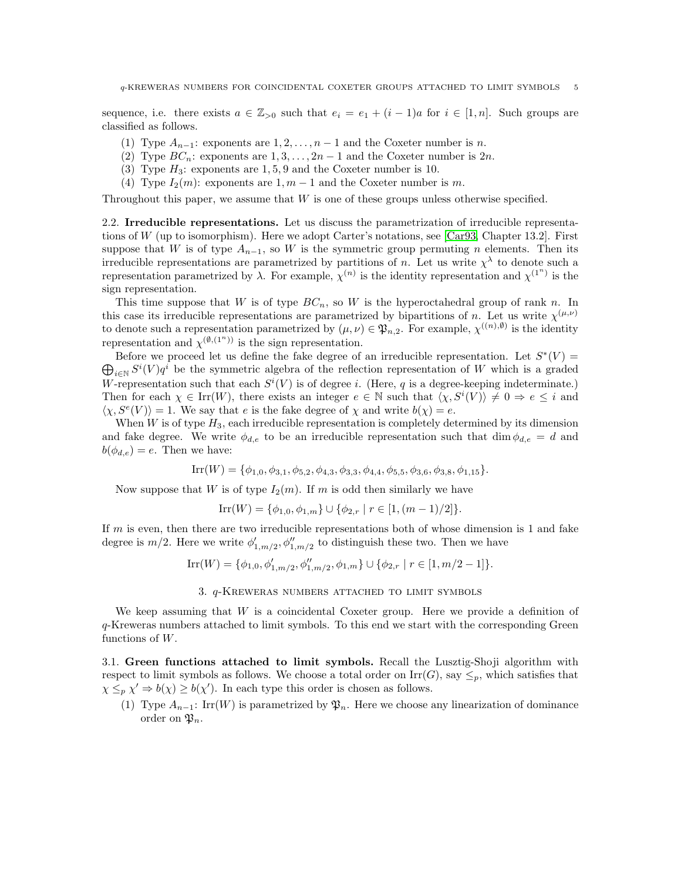sequence, i.e. there exists $a \in \mathbb{Z}_{>0}$ such that $e_i = e_1 + (i-1)a$ for $i \in [1, n]$. Such groups are classified as follows.

1. Type $A_{n-1}$: exponents are $1, 2, \ldots, n-1$ and the Coxeter number is $n$.
2. Type $BC_n$: exponents are $1, 3, \ldots, 2n-1$ and the Coxeter number is $2n$.
3. Type $H_3$: exponents are $1, 5, 9$ and the Coxeter number is 10.
4. Type $I_2(m)$: exponents are $1, m-1$ and the Coxeter number is $m$.

Throughout this paper, we assume that $W$ is one of these groups unless otherwise specified.

**2.2. Irreducible representations.** Let us discuss the parametrization of irreducible representations of $W$ (up to isomorphism). Here we adopt Carter's notations, see [Car93, Chapter 13.2]. First suppose that $W$ is of type $A_{n-1}$, so $W$ is the symmetric group permuting $n$ elements. Then its irreducible representations are parametrized by partitions of $n$. Let us write $\chi^\lambda$ to denote such a representation parametrized by $\lambda$. For example, $\chi^{(n)}$ is the identity representation and $\chi^{(1^n)}$ is the sign representation.

This time suppose that $W$ is of type $BC_n$, so $W$ is the hyperoctahedral group of rank $n$. In this case its irreducible representations are parametrized by bipartitions of $n$. Let us write $\chi^{(\mu,\nu)}$ to denote such a representation parametrized by $(\mu, \nu) \in \mathfrak{P}_{n,2}$. For example, $\chi^{((n),\emptyset)}$ is the identity representation and $\chi^{(\emptyset,(1^n))}$ is the sign representation.

Before we proceed let us define the fake degree of an irreducible representation. Let $S^*(V) = \bigoplus_{i\in\mathbb{N}} S^i(V)q^i$ be the symmetric algebra of the reflection representation of $W$ which is a graded $W$-representation such that each $S^i(V)$ is of degree $i$. (Here, $q$ is a degree-keeping indeterminate.) Then for each $\chi \in \mathrm{Irr}(W)$, there exists an integer $e \in \mathbb{N}$ such that $\langle \chi, S^i(V)\rangle \neq 0 \Rightarrow e \leq i$ and $\langle \chi, S^e(V)\rangle = 1$. We say that $e$ is the fake degree of $\chi$ and write $b(\chi) = e$.

When $W$ is of type $H_3$, each irreducible representation is completely determined by its dimension and fake degree. We write $\phi_{d,e}$ to be an irreducible representation such that $\dim \phi_{d,e} = d$ and $b(\phi_{d,e}) = e$. Then we have:

$$\mathrm{Irr}(W) = \{\phi_{1,0}, \phi_{3,1}, \phi_{5,2}, \phi_{4,3}, \phi_{3,3}, \phi_{4,4}, \phi_{5,5}, \phi_{3,6}, \phi_{3,8}, \phi_{1,15}\}.$$

Now suppose that $W$ is of type $I_2(m)$. If $m$ is odd then similarly we have

$$\mathrm{Irr}(W) = \{\phi_{1,0}, \phi_{1,m}\} \cup \{\phi_{2,r} \mid r \in [1, (m-1)/2]\}.$$

If $m$ is even, then there are two irreducible representations both of whose dimension is 1 and fake degree is $m/2$. Here we write $\phi'_{1,m/2}, \phi''_{1,m/2}$ to distinguish these two. Then we have

$$\mathrm{Irr}(W) = \{\phi_{1,0}, \phi'_{1,m/2}, \phi''_{1,m/2}, \phi_{1,m}\} \cup \{\phi_{2,r} \mid r \in [1, m/2-1]\}.$$

## 3. $q$-Kreweras numbers attached to limit symbols

We keep assuming that $W$ is a coincidental Coxeter group. Here we provide a definition of $q$-Kreweras numbers attached to limit symbols. To this end we start with the corresponding Green functions of $W$.

**3.1. Green functions attached to limit symbols.** Recall the Lusztig-Shoji algorithm with respect to limit symbols as follows. We choose a total order on $\mathrm{Irr}(G)$, say $\leq_p$, which satisfies that $\chi \leq_p \chi' \Rightarrow b(\chi) \geq b(\chi')$. In each type this order is chosen as follows.

1. Type $A_{n-1}$: $\mathrm{Irr}(W)$ is parametrized by $\mathfrak{P}_n$. Here we choose any linearization of dominance order on $\mathfrak{P}_n$.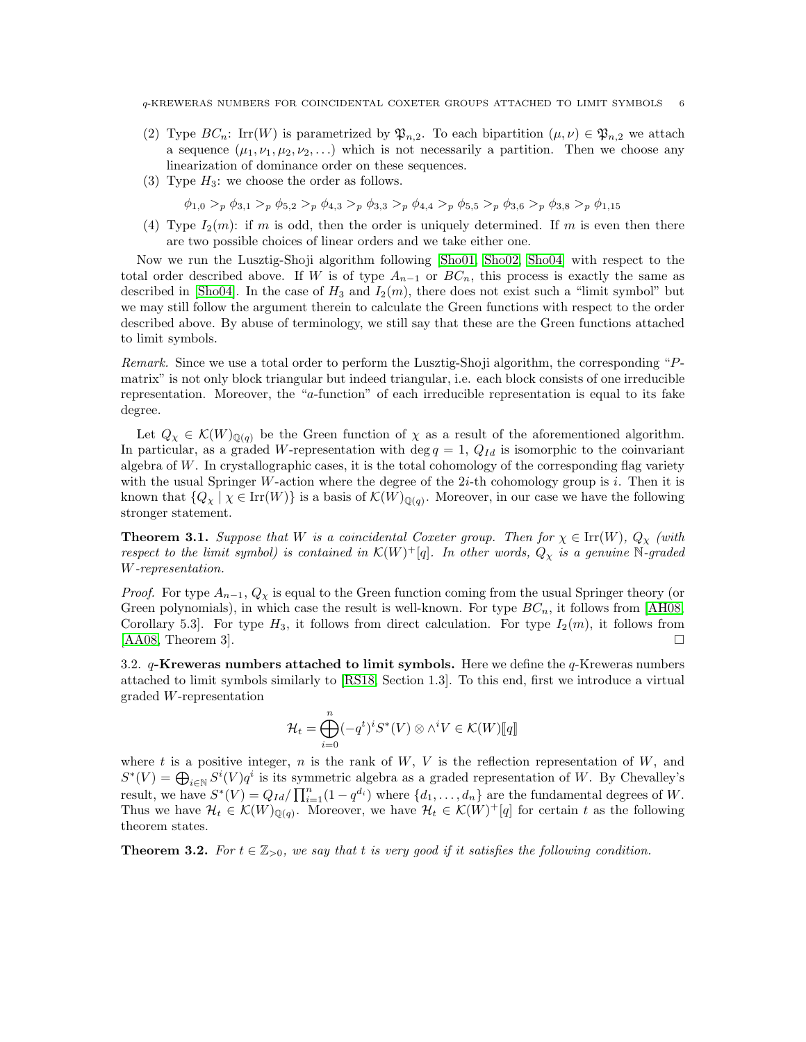(2) Type $BC_n$: $\mathrm{Irr}(W)$ is parametrized by $\mathfrak{P}_{n,2}$. To each bipartition $(\mu, \nu) \in \mathfrak{P}_{n,2}$ we attach a sequence $(\mu_1, \nu_1, \mu_2, \nu_2, \ldots)$ which is not necessarily a partition. Then we choose any linearization of dominance order on these sequences.

(3) Type $H_3$: we choose the order as follows.

$$\phi_{1,0} >_p \phi_{3,1} >_p \phi_{5,2} >_p \phi_{4,3} >_p \phi_{3,3} >_p \phi_{4,4} >_p \phi_{5,5} >_p \phi_{3,6} >_p \phi_{3,8} >_p \phi_{1,15}$$

(4) Type $I_2(m)$: if $m$ is odd, then the order is uniquely determined. If $m$ is even then there are two possible choices of linear orders and we take either one.

Now we run the Lusztig-Shoji algorithm following [Sho01, Sho02, Sho04] with respect to the total order described above. If $W$ is of type $A_{n-1}$ or $BC_n$, this process is exactly the same as described in [Sho04]. In the case of $H_3$ and $I_2(m)$, there does not exist such a "limit symbol" but we may still follow the argument therein to calculate the Green functions with respect to the order described above. By abuse of terminology, we still say that these are the Green functions attached to limit symbols.

*Remark.* Since we use a total order to perform the Lusztig-Shoji algorithm, the corresponding "$P$-matrix" is not only block triangular but indeed triangular, i.e. each block consists of one irreducible representation. Moreover, the "$a$-function" of each irreducible representation is equal to its fake degree.

Let $Q_\chi \in \mathcal{K}(W)_{\mathbb{Q}(q)}$ be the Green function of $\chi$ as a result of the aforementioned algorithm. In particular, as a graded $W$-representation with $\deg q = 1$, $Q_{Id}$ is isomorphic to the coinvariant algebra of $W$. In crystallographic cases, it is the total cohomology of the corresponding flag variety with the usual Springer $W$-action where the degree of the $2i$-th cohomology group is $i$. Then it is known that $\{Q_\chi \mid \chi \in \mathrm{Irr}(W)\}$ is a basis of $\mathcal{K}(W)_{\mathbb{Q}(q)}$. Moreover, in our case we have the following stronger statement.

**Theorem 3.1.** *Suppose that $W$ is a coincidental Coxeter group. Then for $\chi \in \mathrm{Irr}(W)$, $Q_\chi$ (with respect to the limit symbol) is contained in $\mathcal{K}(W)^+[q]$. In other words, $Q_\chi$ is a genuine $\mathbb{N}$-graded $W$-representation.*

*Proof.* For type $A_{n-1}$, $Q_\chi$ is equal to the Green function coming from the usual Springer theory (or Green polynomials), in which case the result is well-known. For type $BC_n$, it follows from [AH08, Corollary 5.3]. For type $H_3$, it follows from direct calculation. For type $I_2(m)$, it follows from [AA08, Theorem 3]. □

3.2. **$q$-Kreweras numbers attached to limit symbols.** Here we define the $q$-Kreweras numbers attached to limit symbols similarly to [RS18, Section 1.3]. To this end, first we introduce a virtual graded $W$-representation

$$\mathcal{H}_t = \bigoplus_{i=0}^{n} (-q^t)^i S^*(V) \otimes \wedge^i V \in \mathcal{K}(W)[\![q]\!]$$

where $t$ is a positive integer, $n$ is the rank of $W$, $V$ is the reflection representation of $W$, and $S^*(V) = \bigoplus_{i\in\mathbb{N}} S^i(V) q^i$ is its symmetric algebra as a graded representation of $W$. By Chevalley's result, we have $S^*(V) = Q_{Id} / \prod_{i=1}^{n}(1 - q^{d_i})$ where $\{d_1, \ldots, d_n\}$ are the fundamental degrees of $W$. Thus we have $\mathcal{H}_t \in \mathcal{K}(W)_{\mathbb{Q}(q)}$. Moreover, we have $\mathcal{H}_t \in \mathcal{K}(W)^+[q]$ for certain $t$ as the following theorem states.

**Theorem 3.2.** *For $t \in \mathbb{Z}_{>0}$, we say that $t$ is very good if it satisfies the following condition.*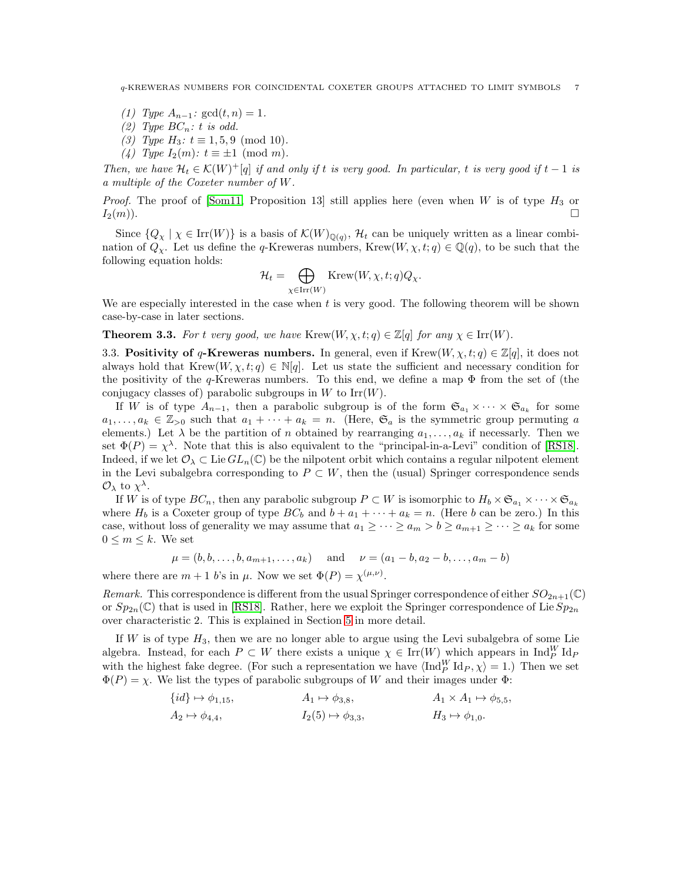*(1) Type $A_{n-1}$: $\gcd(t, n) = 1$.*
*(2) Type $BC_n$: $t$ is odd.*
*(3) Type $H_3$: $t \equiv 1, 5, 9 \pmod{10}$.*
*(4) Type $I_2(m)$: $t \equiv \pm 1 \pmod{m}$.*

*Then, we have $\mathcal{H}_t \in \mathcal{K}(W)^+[q]$ if and only if $t$ is very good. In particular, $t$ is very good if $t-1$ is a multiple of the Coxeter number of $W$.*

*Proof.* The proof of [Som11, Proposition 13] still applies here (even when $W$ is of type $H_3$ or $I_2(m)$). □

Since $\{Q_\chi \mid \chi \in \mathrm{Irr}(W)\}$ is a basis of $\mathcal{K}(W)_{\mathbb{Q}(q)}$, $\mathcal{H}_t$ can be uniquely written as a linear combination of $Q_\chi$. Let us define the $q$-Kreweras numbers, $\mathrm{Krew}(W, \chi, t; q) \in \mathbb{Q}(q)$, to be such that the following equation holds:

$$\mathcal{H}_t = \bigoplus_{\chi \in \mathrm{Irr}(W)} \mathrm{Krew}(W, \chi, t; q) Q_\chi.$$

We are especially interested in the case when $t$ is very good. The following theorem will be shown case-by-case in later sections.

**Theorem 3.3.** *For $t$ very good, we have $\mathrm{Krew}(W, \chi, t; q) \in \mathbb{Z}[q]$ for any $\chi \in \mathrm{Irr}(W)$.*

### 3.3. Positivity of $q$-Kreweras numbers.

In general, even if $\mathrm{Krew}(W, \chi, t; q) \in \mathbb{Z}[q]$, it does not always hold that $\mathrm{Krew}(W, \chi, t; q) \in \mathbb{N}[q]$. Let us state the sufficient and necessary condition for the positivity of the $q$-Kreweras numbers. To this end, we define a map $\Phi$ from the set of (the conjugacy classes of) parabolic subgroups in $W$ to $\mathrm{Irr}(W)$.

If $W$ is of type $A_{n-1}$, then a parabolic subgroup is of the form $\mathfrak{S}_{a_1} \times \cdots \times \mathfrak{S}_{a_k}$ for some $a_1, \ldots, a_k \in \mathbb{Z}_{>0}$ such that $a_1 + \cdots + a_k = n$. (Here, $\mathfrak{S}_a$ is the symmetric group permuting $a$ elements.) Let $\lambda$ be the partition of $n$ obtained by rearranging $a_1, \ldots, a_k$ if necessarily. Then we set $\Phi(P) = \chi^\lambda$. Note that this is also equivalent to the "principal-in-a-Levi" condition of [RS18]. Indeed, if we let $\mathcal{O}_\lambda \subset \mathrm{Lie}\, GL_n(\mathbb{C})$ be the nilpotent orbit which contains a regular nilpotent element in the Levi subalgebra corresponding to $P \subset W$, then the (usual) Springer correspondence sends $\mathcal{O}_\lambda$ to $\chi^\lambda$.

If $W$ is of type $BC_n$, then any parabolic subgroup $P \subset W$ is isomorphic to $H_b \times \mathfrak{S}_{a_1} \times \cdots \times \mathfrak{S}_{a_k}$ where $H_b$ is a Coxeter group of type $BC_b$ and $b + a_1 + \cdots + a_k = n$. (Here $b$ can be zero.) In this case, without loss of generality we may assume that $a_1 \geq \cdots \geq a_m > b \geq a_{m+1} \geq \cdots \geq a_k$ for some $0 \leq m \leq k$. We set

$$\mu = (b, b, \ldots, b, a_{m+1}, \ldots, a_k) \quad \text{and} \quad \nu = (a_1 - b, a_2 - b, \ldots, a_m - b)$$

where there are $m + 1$ $b$'s in $\mu$. Now we set $\Phi(P) = \chi^{(\mu,\nu)}$.

*Remark.* This correspondence is different from the usual Springer correspondence of either $SO_{2n+1}(\mathbb{C})$ or $Sp_{2n}(\mathbb{C})$ that is used in [RS18]. Rather, here we exploit the Springer correspondence of $\mathrm{Lie}\, Sp_{2n}$ over characteristic 2. This is explained in Section 5 in more detail.

If $W$ is of type $H_3$, then we are no longer able to argue using the Levi subalgebra of some Lie algebra. Instead, for each $P \subset W$ there exists a unique $\chi \in \mathrm{Irr}(W)$ which appears in $\mathrm{Ind}_P^W \mathrm{Id}_P$ with the highest fake degree. (For such a representation we have $\langle \mathrm{Ind}_P^W \mathrm{Id}_P, \chi \rangle = 1$.) Then we set $\Phi(P) = \chi$. We list the types of parabolic subgroups of $W$ and their images under $\Phi$:

$$\{id\} \mapsto \phi_{1,15}, \qquad A_1 \mapsto \phi_{3,8}, \qquad A_1 \times A_1 \mapsto \phi_{5,5},$$
$$A_2 \mapsto \phi_{4,4}, \qquad I_2(5) \mapsto \phi_{3,3}, \qquad H_3 \mapsto \phi_{1,0}.$$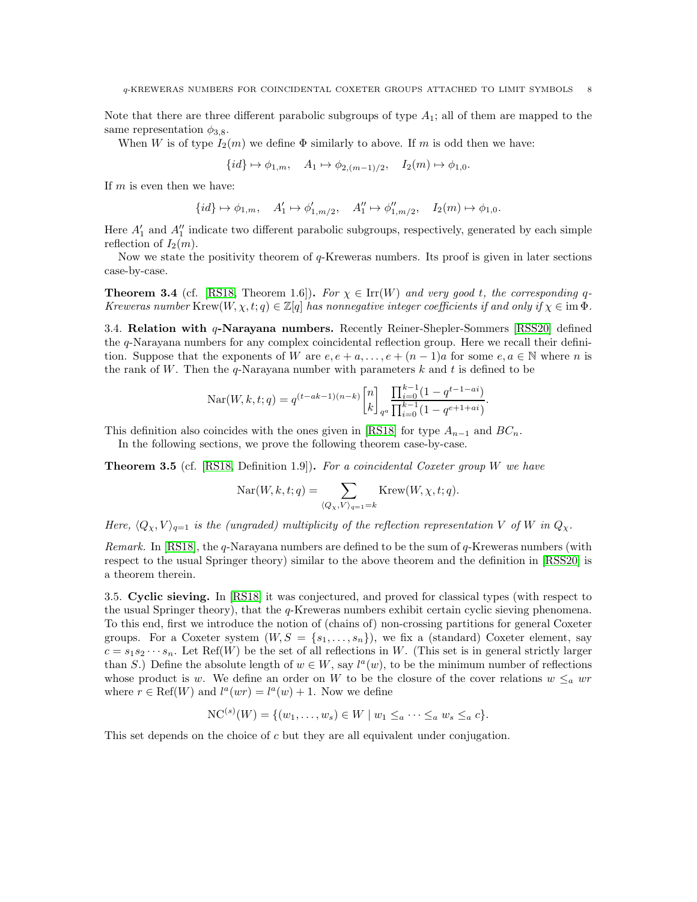Note that there are three different parabolic subgroups of type $A_1$; all of them are mapped to the same representation $\phi_{3,8}$.

When $W$ is of type $I_2(m)$ we define $\Phi$ similarly to above. If $m$ is odd then we have:

$$\{id\} \mapsto \phi_{1,m}, \quad A_1 \mapsto \phi_{2,(m-1)/2}, \quad I_2(m) \mapsto \phi_{1,0}.$$

If $m$ is even then we have:

$$\{id\} \mapsto \phi_{1,m}, \quad A_1' \mapsto \phi_{1,m/2}', \quad A_1'' \mapsto \phi_{1,m/2}'', \quad I_2(m) \mapsto \phi_{1,0}.$$

Here $A_1'$ and $A_1''$ indicate two different parabolic subgroups, respectively, generated by each simple reflection of $I_2(m)$.

Now we state the positivity theorem of $q$-Kreweras numbers. Its proof is given in later sections case-by-case.

**Theorem 3.4** (cf. [RS18, Theorem 1.6]). *For $\chi \in \operatorname{Irr}(W)$ and very good $t$, the corresponding $q$-Kreweras number $\operatorname{Krew}(W, \chi, t; q) \in \mathbb{Z}[q]$ has nonnegative integer coefficients if and only if $\chi \in \operatorname{im} \Phi$.*

### 3.4. Relation with $q$-Narayana numbers.

Recently Reiner-Shepler-Sommers [RSS20] defined the $q$-Narayana numbers for any complex coincidental reflection group. Here we recall their definition. Suppose that the exponents of $W$ are $e, e+a, \ldots, e+(n-1)a$ for some $e, a \in \mathbb{N}$ where $n$ is the rank of $W$. Then the $q$-Narayana number with parameters $k$ and $t$ is defined to be

$$\operatorname{Nar}(W, k, t; q) = q^{(t-ak-1)(n-k)} \begin{bmatrix} n \\ k \end{bmatrix}_{q^a} \frac{\prod_{i=0}^{k-1}(1 - q^{t-1-ai})}{\prod_{i=0}^{k-1}(1 - q^{e+1+ai})}.$$

This definition also coincides with the ones given in [RS18] for type $A_{n-1}$ and $BC_n$.

In the following sections, we prove the following theorem case-by-case.

**Theorem 3.5** (cf. [RS18, Definition 1.9]). *For a coincidental Coxeter group $W$ we have*

$$\operatorname{Nar}(W, k, t; q) = \sum_{\langle Q_\chi, V \rangle_{q=1} = k} \operatorname{Krew}(W, \chi, t; q).$$

*Here, $\langle Q_\chi, V \rangle_{q=1}$ is the (ungraded) multiplicity of the reflection representation $V$ of $W$ in $Q_\chi$.*

*Remark.* In [RS18], the $q$-Narayana numbers are defined to be the sum of $q$-Kreweras numbers (with respect to the usual Springer theory) similar to the above theorem and the definition in [RSS20] is a theorem therein.

### 3.5. Cyclic sieving.

In [RS18] it was conjectured, and proved for classical types (with respect to the usual Springer theory), that the $q$-Kreweras numbers exhibit certain cyclic sieving phenomena. To this end, first we introduce the notion of (chains of) non-crossing partitions for general Coxeter groups. For a Coxeter system $(W, S = \{s_1, \ldots, s_n\})$, we fix a (standard) Coxeter element, say $c = s_1 s_2 \cdots s_n$. Let $\operatorname{Ref}(W)$ be the set of all reflections in $W$. (This set is in general strictly larger than $S$.) Define the absolute length of $w \in W$, say $l^a(w)$, to be the minimum number of reflections whose product is $w$. We define an order on $W$ to be the closure of the cover relations $w \leq_a wr$ where $r \in \operatorname{Ref}(W)$ and $l^a(wr) = l^a(w) + 1$. Now we define

$$\operatorname{NC}^{(s)}(W) = \{(w_1, \ldots, w_s) \in W \mid w_1 \leq_a \cdots \leq_a w_s \leq_a c\}.$$

This set depends on the choice of $c$ but they are all equivalent under conjugation.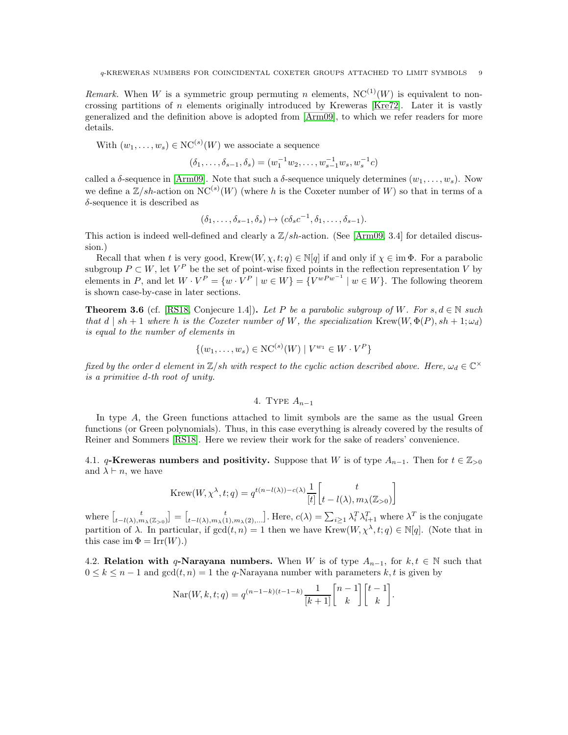*Remark.* When $W$ is a symmetric group permuting $n$ elements, $\mathrm{NC}^{(1)}(W)$ is equivalent to non-crossing partitions of $n$ elements originally introduced by Kreweras [Kre72]. Later it is vastly generalized and the definition above is adopted from [Arm09], to which we refer readers for more details.

With $(w_1, \dots, w_s) \in \mathrm{NC}^{(s)}(W)$ we associate a sequence

$$(\delta_1, \dots, \delta_{s-1}, \delta_s) = (w_1^{-1}w_2, \dots, w_{s-1}^{-1}w_s, w_s^{-1}c)$$

called a $\delta$-sequence in [Arm09]. Note that such a $\delta$-sequence uniquely determines $(w_1, \dots, w_s)$. Now we define a $\mathbb{Z}/sh$-action on $\mathrm{NC}^{(s)}(W)$ (where $h$ is the Coxeter number of $W$) so that in terms of a $\delta$-sequence it is described as

$$(\delta_1, \dots, \delta_{s-1}, \delta_s) \mapsto (c\delta_s c^{-1}, \delta_1, \dots, \delta_{s-1}).$$

This action is indeed well-defined and clearly a $\mathbb{Z}/sh$-action. (See [Arm09, 3.4] for detailed discussion.)

Recall that when $t$ is very good, $\mathrm{Krew}(W, \chi, t; q) \in \mathbb{N}[q]$ if and only if $\chi \in \operatorname{im} \Phi$. For a parabolic subgroup $P \subset W$, let $V^P$ be the set of point-wise fixed points in the reflection representation $V$ by elements in $P$, and let $W \cdot V^P = \{w \cdot V^P \mid w \in W\} = \{V^{wPw^{-1}} \mid w \in W\}$. The following theorem is shown case-by-case in later sections.

**Theorem 3.6** (cf. [RS18, Conjecure 1.4])**.** *Let $P$ be a parabolic subgroup of $W$. For $s, d \in \mathbb{N}$ such that $d \mid sh + 1$ where $h$ is the Coxeter number of $W$, the specialization $\mathrm{Krew}(W, \Phi(P), sh + 1; \omega_d)$ is equal to the number of elements in*

$$\{(w_1, \dots, w_s) \in \mathrm{NC}^{(s)}(W) \mid V^{w_1} \in W \cdot V^P\}$$

*fixed by the order $d$ element in $\mathbb{Z}/sh$ with respect to the cyclic action described above. Here, $\omega_d \in \mathbb{C}^\times$ is a primitive $d$-th root of unity.*

## 4. Type $A_{n-1}$

In type $A$, the Green functions attached to limit symbols are the same as the usual Green functions (or Green polynomials). Thus, in this case everything is already covered by the results of Reiner and Sommers [RS18]. Here we review their work for the sake of readers' convenience.

### 4.1. $q$-Kreweras numbers and positivity.

Suppose that $W$ is of type $A_{n-1}$. Then for $t \in \mathbb{Z}_{>0}$ and $\lambda \vdash n$, we have

$$\mathrm{Krew}(W, \chi^\lambda, t; q) = q^{t(n - l(\lambda)) - c(\lambda)} \frac{1}{[t]} \begin{bmatrix} t \\ t - l(\lambda), m_\lambda(\mathbb{Z}_{>0}) \end{bmatrix}$$

where $\begin{bmatrix} t \\ t - l(\lambda), m_\lambda(\mathbb{Z}_{>0}) \end{bmatrix} = \begin{bmatrix} t \\ t - l(\lambda), m_\lambda(1), m_\lambda(2), \dots \end{bmatrix}$. Here, $c(\lambda) = \sum_{i \geq 1} \lambda_i^T \lambda_{i+1}^T$ where $\lambda^T$ is the conjugate partition of $\lambda$. In particular, if $\gcd(t, n) = 1$ then we have $\mathrm{Krew}(W, \chi^\lambda, t; q) \in \mathbb{N}[q]$. (Note that in this case $\operatorname{im} \Phi = \operatorname{Irr}(W)$.)

### 4.2. Relation with $q$-Narayana numbers.

When $W$ is of type $A_{n-1}$, for $k, t \in \mathbb{N}$ such that $0 \leq k \leq n - 1$ and $\gcd(t, n) = 1$ the $q$-Narayana number with parameters $k, t$ is given by

$$\mathrm{Nar}(W, k, t; q) = q^{(n-1-k)(t-1-k)} \frac{1}{[k+1]} \begin{bmatrix} n - 1 \\ k \end{bmatrix} \begin{bmatrix} t - 1 \\ k \end{bmatrix}.$$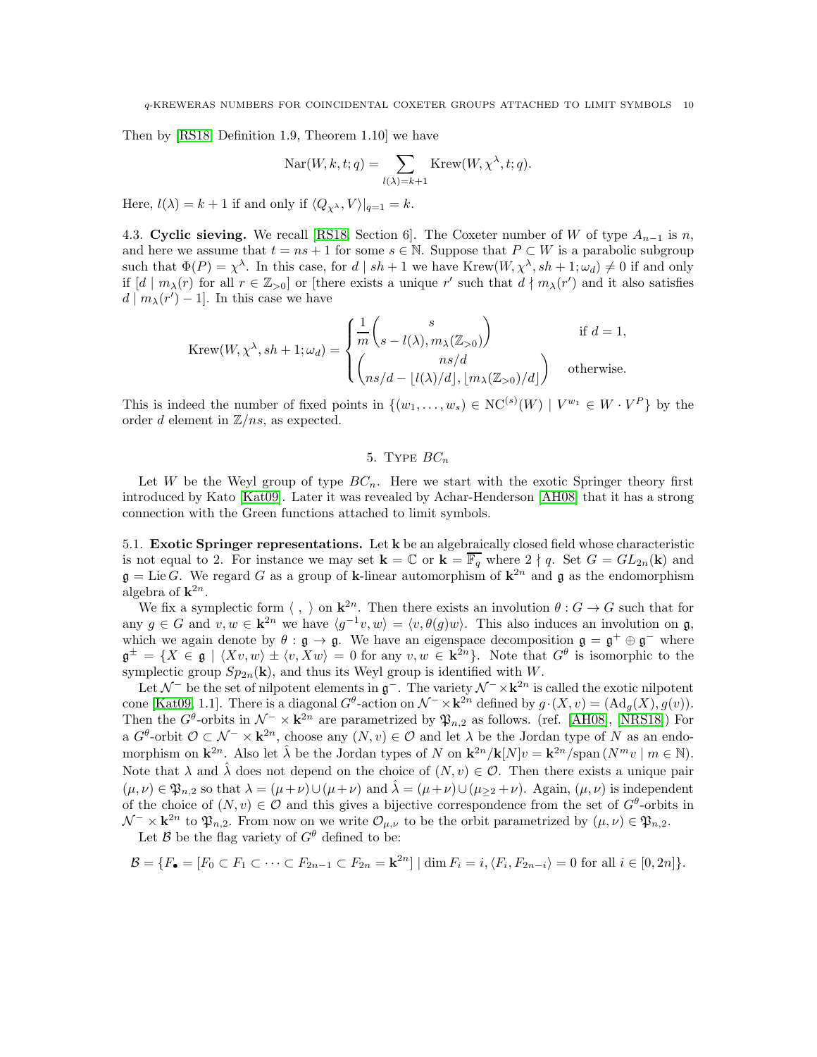Then by [RS18, Definition 1.9, Theorem 1.10] we have

$$\mathrm{Nar}(W,k,t;q)=\sum_{l(\lambda)=k+1}\mathrm{Krew}(W,\chi^\lambda,t;q).$$

Here, $l(\lambda)=k+1$ if and only if $\langle Q_{\chi^\lambda},V\rangle|_{q=1}=k$.

4.3. **Cyclic sieving.** We recall [RS18, Section 6]. The Coxeter number of $W$ of type $A_{n-1}$ is $n$, and here we assume that $t=ns+1$ for some $s\in\mathbb{N}$. Suppose that $P\subset W$ is a parabolic subgroup such that $\Phi(P)=\chi^\lambda$. In this case, for $d\mid sh+1$ we have $\mathrm{Krew}(W,\chi^\lambda,sh+1;\omega_d)\neq 0$ if and only if $[d\mid m_\lambda(r)$ for all $r\in\mathbb{Z}_{>0}]$ or [there exists a unique $r'$ such that $d\nmid m_\lambda(r')$ and it also satisfies $d\mid m_\lambda(r')-1$]. In this case we have

$$\mathrm{Krew}(W,\chi^\lambda,sh+1;\omega_d)=\begin{cases}\dfrac{1}{m}\dbinom{s}{s-l(\lambda),m_\lambda(\mathbb{Z}_{>0})} & \text{if } d=1,\\[2ex] \dbinom{ns/d}{ns/d-\lfloor l(\lambda)/d\rfloor,\lfloor m_\lambda(\mathbb{Z}_{>0})/d\rfloor} & \text{otherwise.}\end{cases}$$

This is indeed the number of fixed points in $\{(w_1,\dots,w_s)\in\mathrm{NC}^{(s)}(W)\mid V^{w_1}\in W\cdot V^P\}$ by the order $d$ element in $\mathbb{Z}/ns$, as expected.

## 5. Type $BC_n$

Let $W$ be the Weyl group of type $BC_n$. Here we start with the exotic Springer theory first introduced by Kato [Kat09]. Later it was revealed by Achar-Henderson [AH08] that it has a strong connection with the Green functions attached to limit symbols.

5.1. **Exotic Springer representations.** Let $\mathbf{k}$ be an algebraically closed field whose characteristic is not equal to 2. For instance we may set $\mathbf{k}=\mathbb{C}$ or $\mathbf{k}=\overline{\mathbb{F}_q}$ where $2\nmid q$. Set $G=GL_{2n}(\mathbf{k})$ and $\mathfrak{g}=\mathrm{Lie}\,G$. We regard $G$ as a group of $\mathbf{k}$-linear automorphism of $\mathbf{k}^{2n}$ and $\mathfrak{g}$ as the endomorphism algebra of $\mathbf{k}^{2n}$.

We fix a symplectic form $\langle\ ,\ \rangle$ on $\mathbf{k}^{2n}$. Then there exists an involution $\theta:G\to G$ such that for any $g\in G$ and $v,w\in\mathbf{k}^{2n}$ we have $\langle g^{-1}v,w\rangle=\langle v,\theta(g)w\rangle$. This also induces an involution on $\mathfrak{g}$, which we again denote by $\theta:\mathfrak{g}\to\mathfrak{g}$. We have an eigenspace decomposition $\mathfrak{g}=\mathfrak{g}^+\oplus\mathfrak{g}^-$ where $\mathfrak{g}^\pm=\{X\in\mathfrak{g}\mid\langle Xv,w\rangle\pm\langle v,Xw\rangle=0$ for any $v,w\in\mathbf{k}^{2n}\}$. Note that $G^\theta$ is isomorphic to the symplectic group $Sp_{2n}(\mathbf{k})$, and thus its Weyl group is identified with $W$.

Let $\mathcal{N}^-$ be the set of nilpotent elements in $\mathfrak{g}^-$. The variety $\mathcal{N}^-\times\mathbf{k}^{2n}$ is called the exotic nilpotent cone [Kat09, 1.1]. There is a diagonal $G^\theta$-action on $\mathcal{N}^-\times\mathbf{k}^{2n}$ defined by $g\cdot(X,v)=(\mathrm{Ad}_g(X),g(v))$. Then the $G^\theta$-orbits in $\mathcal{N}^-\times\mathbf{k}^{2n}$ are parametrized by $\mathfrak{P}_{n,2}$ as follows. (ref. [AH08], [NRS18]) For a $G^\theta$-orbit $\mathcal{O}\subset\mathcal{N}^-\times\mathbf{k}^{2n}$, choose any $(N,v)\in\mathcal{O}$ and let $\lambda$ be the Jordan type of $N$ as an endomorphism on $\mathbf{k}^{2n}$. Also let $\hat{\lambda}$ be the Jordan types of $N$ on $\mathbf{k}^{2n}/\mathbf{k}[N]v=\mathbf{k}^{2n}/\mathrm{span}\,(N^mv\mid m\in\mathbb{N})$. Note that $\lambda$ and $\hat{\lambda}$ does not depend on the choice of $(N,v)\in\mathcal{O}$. Then there exists a unique pair $(\mu,\nu)\in\mathfrak{P}_{n,2}$ so that $\lambda=(\mu+\nu)\cup(\mu+\nu)$ and $\hat{\lambda}=(\mu+\nu)\cup(\mu_{\geq 2}+\nu)$. Again, $(\mu,\nu)$ is independent of the choice of $(N,v)\in\mathcal{O}$ and this gives a bijective correspondence from the set of $G^\theta$-orbits in $\mathcal{N}^-\times\mathbf{k}^{2n}$ to $\mathfrak{P}_{n,2}$. From now on we write $\mathcal{O}_{\mu,\nu}$ to be the orbit parametrized by $(\mu,\nu)\in\mathfrak{P}_{n,2}$.

Let $\mathcal{B}$ be the flag variety of $G^\theta$ defined to be:

$$\mathcal{B}=\{F_\bullet=[F_0\subset F_1\subset\cdots\subset F_{2n-1}\subset F_{2n}=\mathbf{k}^{2n}]\mid \dim F_i=i,\langle F_i,F_{2n-i}\rangle=0 \text{ for all } i\in[0,2n]\}.$$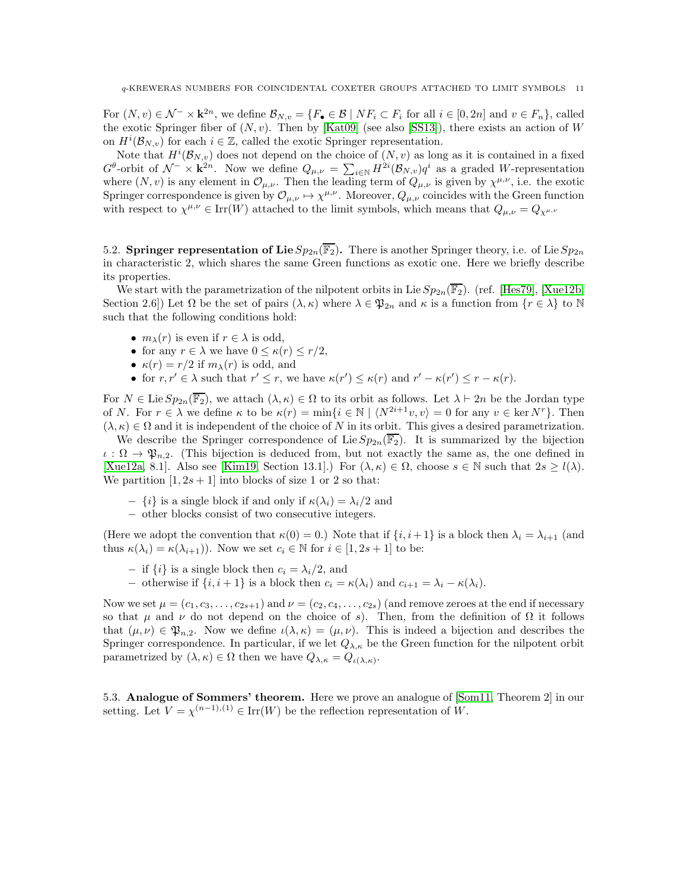For $(N, v) \in \mathcal{N}^- \times \mathbf{k}^{2n}$, we define $\mathcal{B}_{N,v} = \{F_\bullet \in \mathcal{B} \mid NF_i \subset F_i \text{ for all } i \in [0, 2n] \text{ and } v \in F_n\}$, called the exotic Springer fiber of $(N, v)$. Then by [Kat09] (see also [SS13]), there exists an action of $W$ on $H^i(\mathcal{B}_{N,v})$ for each $i \in \mathbb{Z}$, called the exotic Springer representation.

Note that $H^i(\mathcal{B}_{N,v})$ does not depend on the choice of $(N, v)$ as long as it is contained in a fixed $G^\theta$-orbit of $\mathcal{N}^- \times \mathbf{k}^{2n}$. Now we define $Q_{\mu,\nu} = \sum_{i\in\mathbb{N}} H^{2i}(\mathcal{B}_{N,v})q^i$ as a graded $W$-representation where $(N, v)$ is any element in $\mathcal{O}_{\mu,\nu}$. Then the leading term of $Q_{\mu,\nu}$ is given by $\chi^{\mu,\nu}$, i.e. the exotic Springer correspondence is given by $\mathcal{O}_{\mu,\nu} \mapsto \chi^{\mu,\nu}$. Moreover, $Q_{\mu,\nu}$ coincides with the Green function with respect to $\chi^{\mu,\nu} \in \operatorname{Irr}(W)$ attached to the limit symbols, which means that $Q_{\mu,\nu} = Q_{\chi^{\mu,\nu}}$

## 5.2. Springer representation of Lie $Sp_{2n}(\overline{\mathbb{F}_2})$.

There is another Springer theory, i.e. of Lie $Sp_{2n}$ in characteristic 2, which shares the same Green functions as exotic one. Here we briefly describe its properties.

We start with the parametrization of the nilpotent orbits in Lie $Sp_{2n}(\overline{\mathbb{F}_2})$. (ref. [Hes79], [Xue12b, Section 2.6]) Let $\Omega$ be the set of pairs $(\lambda, \kappa)$ where $\lambda \in \mathfrak{P}_{2n}$ and $\kappa$ is a function from $\{r \in \lambda\}$ to $\mathbb{N}$ such that the following conditions hold:

- $m_\lambda(r)$ is even if $r \in \lambda$ is odd,
- for any $r \in \lambda$ we have $0 \le \kappa(r) \le r/2$,
- $\kappa(r) = r/2$ if $m_\lambda(r)$ is odd, and
- for $r, r' \in \lambda$ such that $r' \le r$, we have $\kappa(r') \le \kappa(r)$ and $r' - \kappa(r') \le r - \kappa(r)$.

For $N \in \operatorname{Lie} Sp_{2n}(\overline{\mathbb{F}_2})$, we attach $(\lambda, \kappa) \in \Omega$ to its orbit as follows. Let $\lambda \vdash 2n$ be the Jordan type of $N$. For $r \in \lambda$ we define $\kappa$ to be $\kappa(r) = \min\{i \in \mathbb{N} \mid \langle N^{2i+1}v, v\rangle = 0 \text{ for any } v \in \ker N^r\}$. Then $(\lambda, \kappa) \in \Omega$ and it is independent of the choice of $N$ in its orbit. This gives a desired parametrization.

We describe the Springer correspondence of Lie $Sp_{2n}(\overline{\mathbb{F}_2})$. It is summarized by the bijection $\iota : \Omega \to \mathfrak{P}_{n,2}$. (This bijection is deduced from, but not exactly the same as, the one defined in [Xue12a, 8.1]. Also see [Kim19, Section 13.1].) For $(\lambda, \kappa) \in \Omega$, choose $s \in \mathbb{N}$ such that $2s \ge l(\lambda)$. We partition $[1, 2s + 1]$ into blocks of size 1 or 2 so that:

- $\{i\}$ is a single block if and only if $\kappa(\lambda_i) = \lambda_i/2$ and
- other blocks consist of two consecutive integers.

(Here we adopt the convention that $\kappa(0) = 0$.) Note that if $\{i, i + 1\}$ is a block then $\lambda_i = \lambda_{i+1}$ (and thus $\kappa(\lambda_i) = \kappa(\lambda_{i+1})$). Now we set $c_i \in \mathbb{N}$ for $i \in [1, 2s + 1]$ to be:

- if $\{i\}$ is a single block then $c_i = \lambda_i/2$, and
- otherwise if $\{i, i + 1\}$ is a block then $c_i = \kappa(\lambda_i)$ and $c_{i+1} = \lambda_i - \kappa(\lambda_i)$.

Now we set $\mu = (c_1, c_3, \ldots, c_{2s+1})$ and $\nu = (c_2, c_4, \ldots, c_{2s})$ (and remove zeroes at the end if necessary so that $\mu$ and $\nu$ do not depend on the choice of $s$). Then, from the definition of $\Omega$ it follows that $(\mu, \nu) \in \mathfrak{P}_{n,2}$. Now we define $\iota(\lambda, \kappa) = (\mu, \nu)$. This is indeed a bijection and describes the Springer correspondence. In particular, if we let $Q_{\lambda,\kappa}$ be the Green function for the nilpotent orbit parametrized by $(\lambda, \kappa) \in \Omega$ then we have $Q_{\lambda,\kappa} = Q_{\iota(\lambda,\kappa)}$.

## 5.3. Analogue of Sommers' theorem.

Here we prove an analogue of [Som11, Theorem 2] in our setting. Let $V = \chi^{(n-1),(1)} \in \operatorname{Irr}(W)$ be the reflection representation of $W$.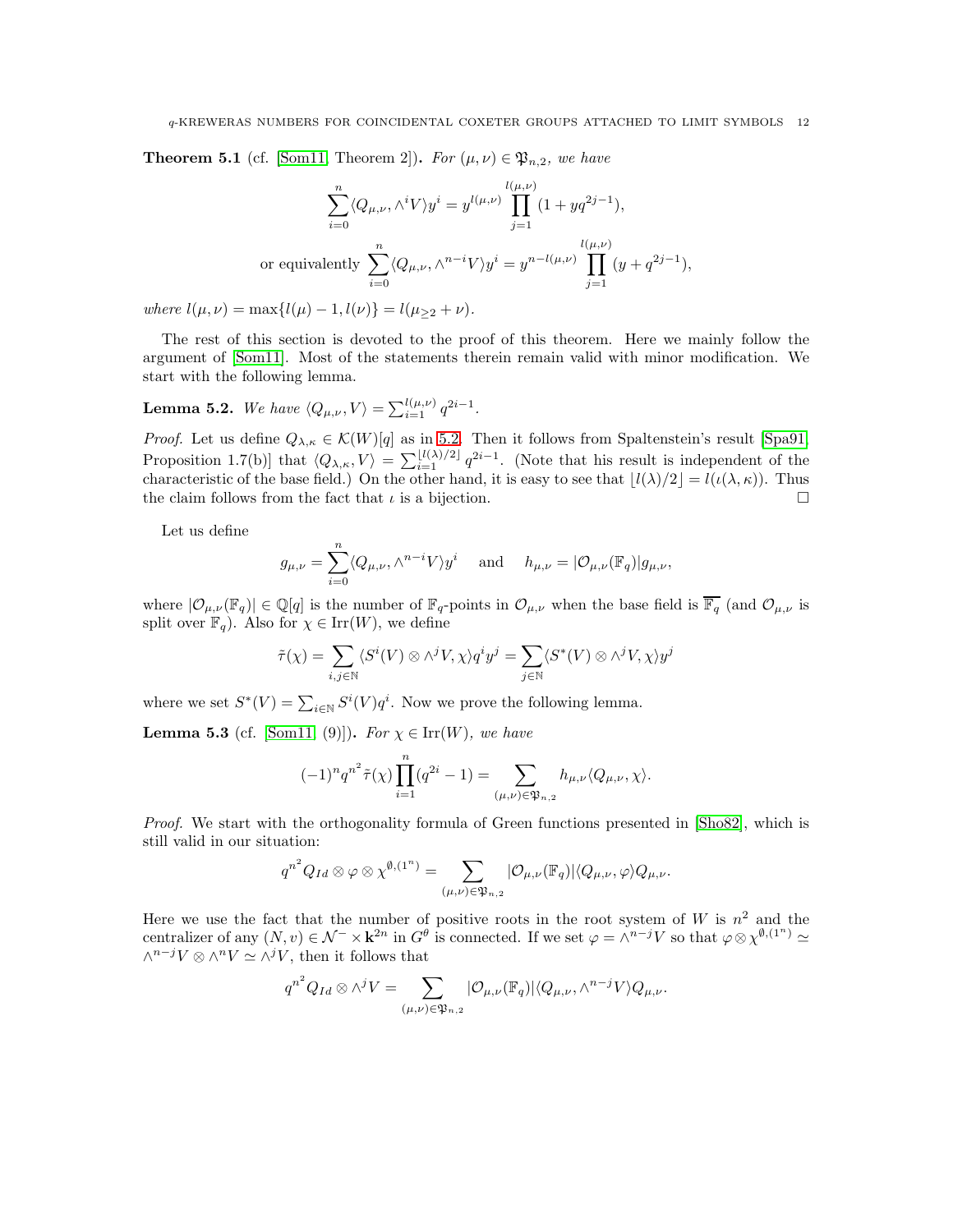**Theorem 5.1** (cf. [Som11, Theorem 2])**.** *For $(\mu,\nu) \in \mathfrak{P}_{n,2}$, we have*

$$\sum_{i=0}^{n} \langle Q_{\mu,\nu}, \wedge^i V\rangle y^i = y^{l(\mu,\nu)} \prod_{j=1}^{l(\mu,\nu)} (1+yq^{2j-1}),$$

$$\text{or equivalently } \sum_{i=0}^{n} \langle Q_{\mu,\nu}, \wedge^{n-i} V\rangle y^i = y^{n-l(\mu,\nu)} \prod_{j=1}^{l(\mu,\nu)} (y+q^{2j-1}),$$

*where $l(\mu,\nu) = \max\{l(\mu)-1, l(\nu)\} = l(\mu_{\geq 2}+\nu)$.*

The rest of this section is devoted to the proof of this theorem. Here we mainly follow the argument of [Som11]. Most of the statements therein remain valid with minor modification. We start with the following lemma.

**Lemma 5.2.** *We have $\langle Q_{\mu,\nu}, V\rangle = \sum_{i=1}^{l(\mu,\nu)} q^{2i-1}$.*

*Proof.* Let us define $Q_{\lambda,\kappa} \in \mathcal{K}(W)[q]$ as in 5.2. Then it follows from Spaltenstein's result [Spa91, Proposition 1.7(b)] that $\langle Q_{\lambda,\kappa}, V\rangle = \sum_{i=1}^{\lfloor l(\lambda)/2\rfloor} q^{2i-1}$. (Note that his result is independent of the characteristic of the base field.) On the other hand, it is easy to see that $\lfloor l(\lambda)/2\rfloor = l(\iota(\lambda,\kappa))$. Thus the claim follows from the fact that $\iota$ is a bijection. $\square$

Let us define

$$g_{\mu,\nu} = \sum_{i=0}^{n} \langle Q_{\mu,\nu}, \wedge^{n-i} V\rangle y^i \quad \text{and} \quad h_{\mu,\nu} = |\mathcal{O}_{\mu,\nu}(\mathbb{F}_q)| g_{\mu,\nu},$$

where $|\mathcal{O}_{\mu,\nu}(\mathbb{F}_q)| \in \mathbb{Q}[q]$ is the number of $\mathbb{F}_q$-points in $\mathcal{O}_{\mu,\nu}$ when the base field is $\overline{\mathbb{F}_q}$ (and $\mathcal{O}_{\mu,\nu}$ is split over $\mathbb{F}_q$). Also for $\chi \in \mathrm{Irr}(W)$, we define

$$\tilde{\tau}(\chi) = \sum_{i,j\in\mathbb{N}} \langle S^i(V)\otimes \wedge^j V, \chi\rangle q^i y^j = \sum_{j\in\mathbb{N}} \langle S^*(V)\otimes \wedge^j V, \chi\rangle y^j$$

where we set $S^*(V) = \sum_{i\in\mathbb{N}} S^i(V) q^i$. Now we prove the following lemma.

**Lemma 5.3** (cf. [Som11, (9)])**.** *For $\chi \in \mathrm{Irr}(W)$, we have*

$$(-1)^n q^{n^2} \tilde{\tau}(\chi) \prod_{i=1}^{n} (q^{2i}-1) = \sum_{(\mu,\nu)\in\mathfrak{P}_{n,2}} h_{\mu,\nu} \langle Q_{\mu,\nu}, \chi\rangle.$$

*Proof.* We start with the orthogonality formula of Green functions presented in [Sho82], which is still valid in our situation:

$$q^{n^2} Q_{Id} \otimes \varphi \otimes \chi^{\emptyset,(1^n)} = \sum_{(\mu,\nu)\in\mathfrak{P}_{n,2}} |\mathcal{O}_{\mu,\nu}(\mathbb{F}_q)| \langle Q_{\mu,\nu}, \varphi\rangle Q_{\mu,\nu}.$$

Here we use the fact that the number of positive roots in the root system of $W$ is $n^2$ and the centralizer of any $(N,v) \in \mathcal{N}^- \times \mathbf{k}^{2n}$ in $G^\theta$ is connected. If we set $\varphi = \wedge^{n-j} V$ so that $\varphi \otimes \chi^{\emptyset,(1^n)} \simeq \wedge^{n-j} V \otimes \wedge^n V \simeq \wedge^j V$, then it follows that

$$q^{n^2} Q_{Id} \otimes \wedge^j V = \sum_{(\mu,\nu)\in\mathfrak{P}_{n,2}} |\mathcal{O}_{\mu,\nu}(\mathbb{F}_q)| \langle Q_{\mu,\nu}, \wedge^{n-j} V\rangle Q_{\mu,\nu}.$$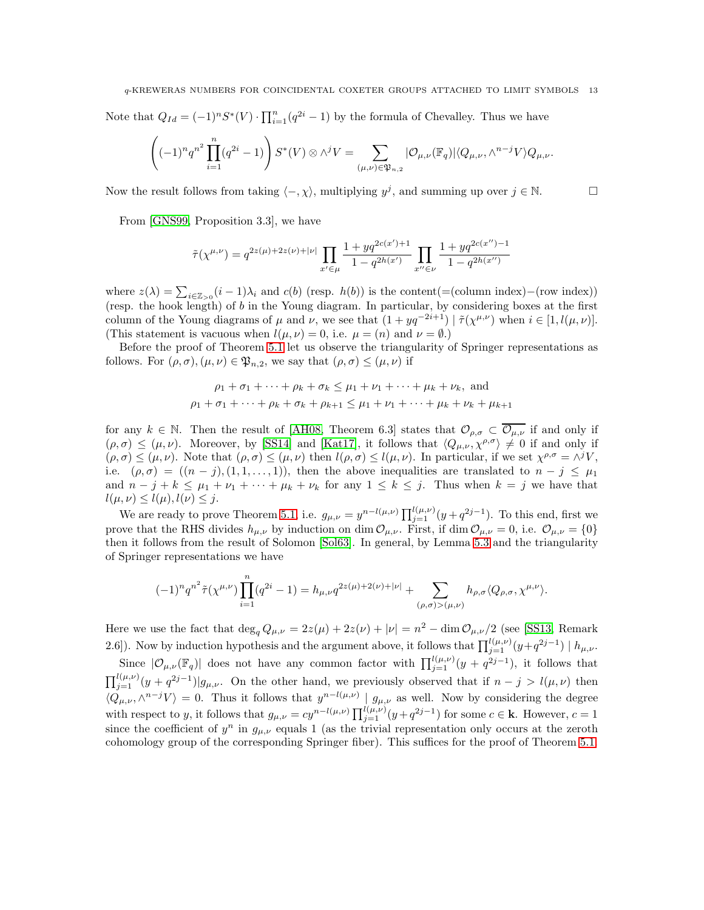Note that $Q_{Id} = (-1)^n S^*(V) \cdot \prod_{i=1}^n (q^{2i}-1)$ by the formula of Chevalley. Thus we have

$$\left((-1)^n q^{n^2} \prod_{i=1}^n (q^{2i}-1)\right) S^*(V) \otimes \wedge^j V = \sum_{(\mu,\nu)\in\mathfrak{P}_{n,2}} |\mathcal{O}_{\mu,\nu}(\mathbb{F}_q)| \langle Q_{\mu,\nu}, \wedge^{n-j} V\rangle Q_{\mu,\nu}.$$

Now the result follows from taking $\langle -, \chi\rangle$, multiplying $y^j$, and summing up over $j \in \mathbb{N}$. □

From [GNS99, Proposition 3.3], we have

$$\tilde{\tau}(\chi^{\mu,\nu}) = q^{2z(\mu)+2z(\nu)+|\nu|} \prod_{x'\in\mu} \frac{1+yq^{2c(x')+1}}{1-q^{2h(x')}} \prod_{x''\in\nu} \frac{1+yq^{2c(x'')-1}}{1-q^{2h(x'')}}$$

where $z(\lambda) = \sum_{i\in\mathbb{Z}_{>0}} (i-1)\lambda_i$ and $c(b)$ (resp. $h(b)$) is the content(=(column index)−(row index)) (resp. the hook length) of $b$ in the Young diagram. In particular, by considering boxes at the first column of the Young diagrams of $\mu$ and $\nu$, we see that $(1+yq^{-2i+1}) \mid \tilde{\tau}(\chi^{\mu,\nu})$ when $i \in [1, l(\mu,\nu)]$. (This statement is vacuous when $l(\mu,\nu) = 0$, i.e. $\mu = (n)$ and $\nu = \emptyset$.)

Before the proof of Theorem 5.1 let us observe the triangularity of Springer representations as follows. For $(\rho,\sigma), (\mu,\nu) \in \mathfrak{P}_{n,2}$, we say that $(\rho,\sigma) \leq (\mu,\nu)$ if

$$\rho_1 + \sigma_1 + \cdots + \rho_k + \sigma_k \leq \mu_1 + \nu_1 + \cdots + \mu_k + \nu_k, \text{ and}$$
$$\rho_1 + \sigma_1 + \cdots + \rho_k + \sigma_k + \rho_{k+1} \leq \mu_1 + \nu_1 + \cdots + \mu_k + \nu_k + \mu_{k+1}$$

for any $k \in \mathbb{N}$. Then the result of [AH08, Theorem 6.3] states that $\mathcal{O}_{\rho,\sigma} \subset \overline{\mathcal{O}_{\mu,\nu}}$ if and only if $(\rho,\sigma) \leq (\mu,\nu)$. Moreover, by [SS14] and [Kat17], it follows that $\langle Q_{\mu,\nu}, \chi^{\rho,\sigma}\rangle \neq 0$ if and only if $(\rho,\sigma) \leq (\mu,\nu)$. Note that $(\rho,\sigma) \leq (\mu,\nu)$ then $l(\rho,\sigma) \leq l(\mu,\nu)$. In particular, if we set $\chi^{\rho,\sigma} = \wedge^j V$, i.e. $(\rho,\sigma) = ((n-j),(1,1,\ldots,1))$, then the above inequalities are translated to $n-j \leq \mu_1$ and $n-j+k \leq \mu_1+\nu_1+\cdots+\mu_k+\nu_k$ for any $1 \leq k \leq j$. Thus when $k=j$ we have that $l(\mu,\nu) \leq l(\mu), l(\nu) \leq j$.

We are ready to prove Theorem 5.1, i.e. $g_{\mu,\nu} = y^{n-l(\mu,\nu)} \prod_{j=1}^{l(\mu,\nu)} (y+q^{2j-1})$. To this end, first we prove that the RHS divides $h_{\mu,\nu}$ by induction on $\dim \mathcal{O}_{\mu,\nu}$. First, if $\dim \mathcal{O}_{\mu,\nu} = 0$, i.e. $\mathcal{O}_{\mu,\nu} = \{0\}$ then it follows from the result of Solomon [Sol63]. In general, by Lemma 5.3 and the triangularity of Springer representations we have

$$(-1)^n q^{n^2} \tilde{\tau}(\chi^{\mu,\nu}) \prod_{i=1}^n (q^{2i}-1) = h_{\mu,\nu} q^{2z(\mu)+2(\nu)+|\nu|} + \sum_{(\rho,\sigma)>(\mu,\nu)} h_{\rho,\sigma} \langle Q_{\rho,\sigma}, \chi^{\mu,\nu}\rangle.$$

Here we use the fact that $\deg_q Q_{\mu,\nu} = 2z(\mu)+2z(\nu)+|\nu| = n^2 - \dim \mathcal{O}_{\mu,\nu}/2$ (see [SS13, Remark 2.6]). Now by induction hypothesis and the argument above, it follows that $\prod_{j=1}^{l(\mu,\nu)} (y+q^{2j-1}) \mid h_{\mu,\nu}$.

Since $|\mathcal{O}_{\mu,\nu}(\mathbb{F}_q)|$ does not have any common factor with $\prod_{j=1}^{l(\mu,\nu)} (y+q^{2j-1})$, it follows that $\prod_{j=1}^{l(\mu,\nu)} (y+q^{2j-1}) | g_{\mu,\nu}$. On the other hand, we previously observed that if $n-j > l(\mu,\nu)$ then $\langle Q_{\mu,\nu}, \wedge^{n-j} V\rangle = 0$. Thus it follows that $y^{n-l(\mu,\nu)} \mid g_{\mu,\nu}$ as well. Now by considering the degree with respect to $y$, it follows that $g_{\mu,\nu} = cy^{n-l(\mu,\nu)} \prod_{j=1}^{l(\mu,\nu)} (y+q^{2j-1})$ for some $c \in \mathbf{k}$. However, $c = 1$ since the coefficient of $y^n$ in $g_{\mu,\nu}$ equals 1 (as the trivial representation only occurs at the zeroth cohomology group of the corresponding Springer fiber). This suffices for the proof of Theorem 5.1.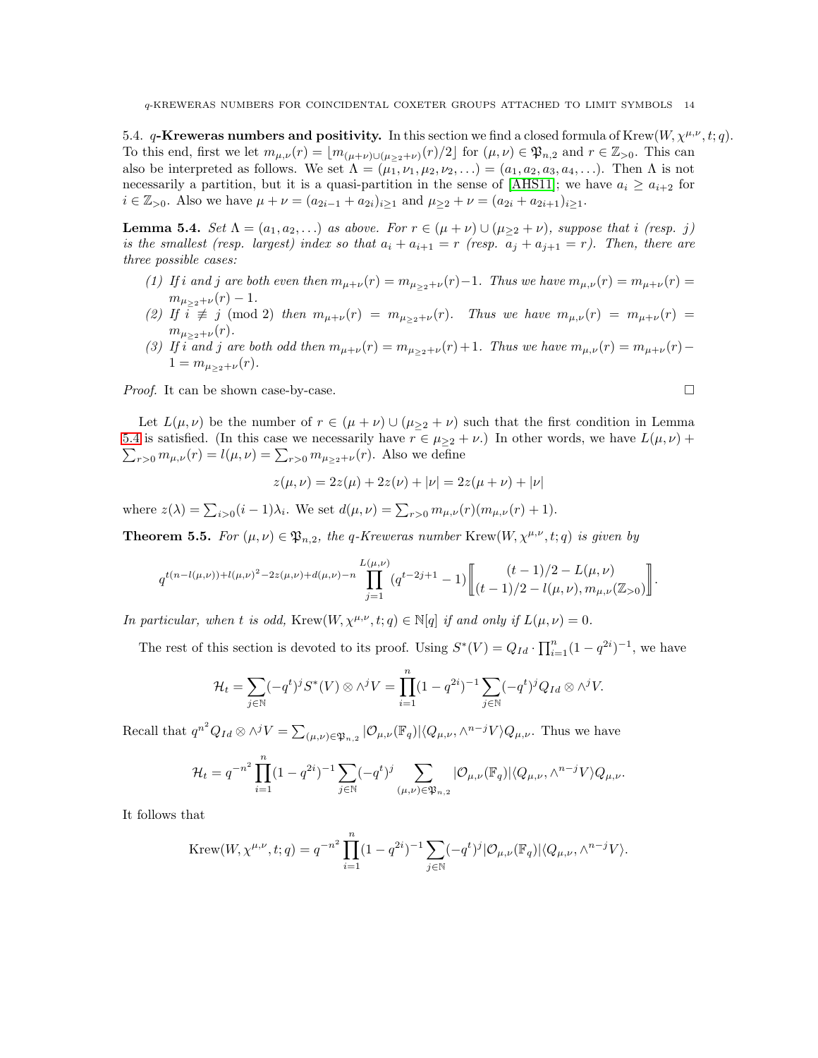### 5.4. $q$-Kreweras numbers and positivity.

In this section we find a closed formula of $\mathrm{Krew}(W, \chi^{\mu,\nu}, t; q)$. To this end, first we let $m_{\mu,\nu}(r) = \lfloor m_{(\mu+\nu)\cup(\mu_{\geq 2}+\nu)}(r)/2 \rfloor$ for $(\mu,\nu) \in \mathfrak{P}_{n,2}$ and $r \in \mathbb{Z}_{>0}$. This can also be interpreted as follows. We set $\Lambda = (\mu_1, \nu_1, \mu_2, \nu_2, \ldots) = (a_1, a_2, a_3, a_4, \ldots)$. Then $\Lambda$ is not necessarily a partition, but it is a quasi-partition in the sense of [AHS11]; we have $a_i \geq a_{i+2}$ for $i \in \mathbb{Z}_{>0}$. Also we have $\mu + \nu = (a_{2i-1} + a_{2i})_{i\geq 1}$ and $\mu_{\geq 2} + \nu = (a_{2i} + a_{2i+1})_{i \geq 1}$.

**Lemma 5.4.** *Set $\Lambda = (a_1, a_2, \ldots)$ as above. For $r \in (\mu+\nu) \cup (\mu_{\geq 2} + \nu)$, suppose that $i$ (resp. $j$) is the smallest (resp. largest) index so that $a_i + a_{i+1} = r$ (resp. $a_j + a_{j+1} = r$). Then, there are three possible cases:*

1. *If $i$ and $j$ are both even then $m_{\mu+\nu}(r) = m_{\mu_{\geq 2}+\nu}(r) - 1$. Thus we have $m_{\mu,\nu}(r) = m_{\mu+\nu}(r) = m_{\mu_{\geq 2}+\nu}(r) - 1$.*
2. *If $i \not\equiv j \pmod 2$ then $m_{\mu+\nu}(r) = m_{\mu_{\geq 2}+\nu}(r)$. Thus we have $m_{\mu,\nu}(r) = m_{\mu+\nu}(r) = m_{\mu_{\geq 2}+\nu}(r)$.*
3. *If $i$ and $j$ are both odd then $m_{\mu+\nu}(r) = m_{\mu_{\geq 2}+\nu}(r) + 1$. Thus we have $m_{\mu,\nu}(r) = m_{\mu+\nu}(r) - 1 = m_{\mu_{\geq 2}+\nu}(r)$.*

*Proof.* It can be shown case-by-case. $\square$

Let $L(\mu,\nu)$ be the number of $r \in (\mu+\nu) \cup (\mu_{\geq 2}+\nu)$ such that the first condition in Lemma 5.4 is satisfied. (In this case we necessarily have $r \in \mu_{\geq 2} + \nu$.) In other words, we have $L(\mu,\nu) + \sum_{r>0} m_{\mu,\nu}(r) = l(\mu,\nu) = \sum_{r>0} m_{\mu_{\geq 2}+\nu}(r)$. Also we define

$$z(\mu,\nu) = 2z(\mu) + 2z(\nu) + |\nu| = 2z(\mu+\nu) + |\nu|$$

where $z(\lambda) = \sum_{i>0}(i-1)\lambda_i$. We set $d(\mu,\nu) = \sum_{r>0} m_{\mu,\nu}(r)(m_{\mu,\nu}(r)+1)$.

**Theorem 5.5.** *For $(\mu,\nu) \in \mathfrak{P}_{n,2}$, the $q$-Kreweras number $\mathrm{Krew}(W, \chi^{\mu,\nu}, t; q)$ is given by*

$$q^{t(n-l(\mu,\nu)) + l(\mu,\nu)^2 - 2z(\mu,\nu) + d(\mu,\nu) - n} \prod_{j=1}^{L(\mu,\nu)} (q^{t-2j+1} - 1) \left[\!\!\left[ \begin{matrix} (t-1)/2 - L(\mu,\nu) \\ (t-1)/2 - l(\mu,\nu), m_{\mu,\nu}(\mathbb{Z}_{>0}) \end{matrix} \right]\!\!\right].$$

*In particular, when $t$ is odd, $\mathrm{Krew}(W, \chi^{\mu,\nu}, t; q) \in \mathbb{N}[q]$ if and only if $L(\mu,\nu) = 0$.*

The rest of this section is devoted to its proof. Using $S^*(V) = Q_{Id} \cdot \prod_{i=1}^n (1-q^{2i})^{-1}$, we have

$$\mathcal{H}_t = \sum_{j \in \mathbb{N}} (-q^t)^j S^*(V) \otimes \wedge^j V = \prod_{i=1}^n (1-q^{2i})^{-1} \sum_{j\in\mathbb{N}} (-q^t)^j Q_{Id} \otimes \wedge^j V.$$

Recall that $q^{n^2} Q_{Id} \otimes \wedge^j V = \sum_{(\mu,\nu)\in\mathfrak{P}_{n,2}} |\mathcal{O}_{\mu,\nu}(\mathbb{F}_q)| \langle Q_{\mu,\nu}, \wedge^{n-j} V\rangle Q_{\mu,\nu}$. Thus we have

$$\mathcal{H}_t = q^{-n^2} \prod_{i=1}^n (1-q^{2i})^{-1} \sum_{j\in\mathbb{N}} (-q^t)^j \sum_{(\mu,\nu)\in\mathfrak{P}_{n,2}} |\mathcal{O}_{\mu,\nu}(\mathbb{F}_q)| \langle Q_{\mu,\nu}, \wedge^{n-j} V\rangle Q_{\mu,\nu}.$$

It follows that

$$\mathrm{Krew}(W, \chi^{\mu,\nu}, t; q) = q^{-n^2} \prod_{i=1}^n (1-q^{2i})^{-1} \sum_{j\in\mathbb{N}} (-q^t)^j |\mathcal{O}_{\mu,\nu}(\mathbb{F}_q)| \langle Q_{\mu,\nu}, \wedge^{n-j} V\rangle.$$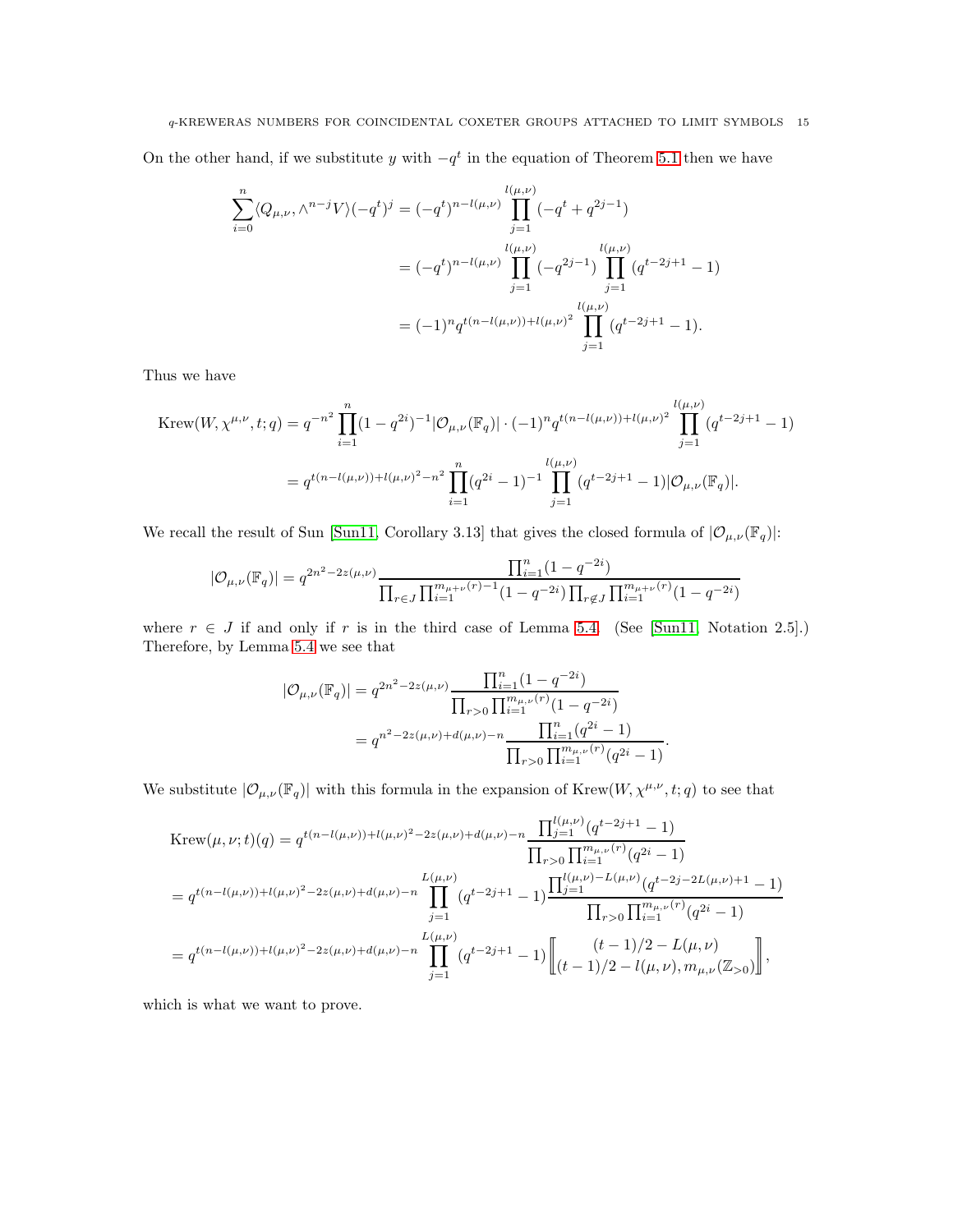On the other hand, if we substitute $y$ with $-q^t$ in the equation of Theorem 5.1 then we have

$$\begin{aligned}
\sum_{i=0}^{n} \langle Q_{\mu,\nu}, \wedge^{n-j} V\rangle (-q^t)^j &= (-q^t)^{n-l(\mu,\nu)} \prod_{j=1}^{l(\mu,\nu)} (-q^t + q^{2j-1}) \\
&= (-q^t)^{n-l(\mu,\nu)} \prod_{j=1}^{l(\mu,\nu)} (-q^{2j-1}) \prod_{j=1}^{l(\mu,\nu)} (q^{t-2j+1} - 1) \\
&= (-1)^n q^{t(n-l(\mu,\nu))+l(\mu,\nu)^2} \prod_{j=1}^{l(\mu,\nu)} (q^{t-2j+1} - 1).
\end{aligned}$$

Thus we have

$$\begin{aligned}
\mathrm{Krew}(W, \chi^{\mu,\nu}, t; q) &= q^{-n^2} \prod_{i=1}^{n} (1 - q^{2i})^{-1} |\mathcal{O}_{\mu,\nu}(\mathbb{F}_q)| \cdot (-1)^n q^{t(n-l(\mu,\nu))+l(\mu,\nu)^2} \prod_{j=1}^{l(\mu,\nu)} (q^{t-2j+1} - 1) \\
&= q^{t(n-l(\mu,\nu))+l(\mu,\nu)^2-n^2} \prod_{i=1}^{n} (q^{2i} - 1)^{-1} \prod_{j=1}^{l(\mu,\nu)} (q^{t-2j+1} - 1) |\mathcal{O}_{\mu,\nu}(\mathbb{F}_q)|.
\end{aligned}$$

We recall the result of Sun [Sun11, Corollary 3.13] that gives the closed formula of $|\mathcal{O}_{\mu,\nu}(\mathbb{F}_q)|$:

$$|\mathcal{O}_{\mu,\nu}(\mathbb{F}_q)| = q^{2n^2-2z(\mu,\nu)} \frac{\prod_{i=1}^{n}(1-q^{-2i})}{\prod_{r\in J} \prod_{i=1}^{m_{\mu+\nu}(r)-1}(1-q^{-2i}) \prod_{r\notin J} \prod_{i=1}^{m_{\mu+\nu}(r)}(1-q^{-2i})}$$

where $r \in J$ if and only if $r$ is in the third case of Lemma 5.4. (See [Sun11, Notation 2.5].) Therefore, by Lemma 5.4 we see that

$$\begin{aligned}
|\mathcal{O}_{\mu,\nu}(\mathbb{F}_q)| &= q^{2n^2-2z(\mu,\nu)} \frac{\prod_{i=1}^{n}(1-q^{-2i})}{\prod_{r>0} \prod_{i=1}^{m_{\mu,\nu}(r)}(1-q^{-2i})} \\
&= q^{n^2-2z(\mu,\nu)+d(\mu,\nu)-n} \frac{\prod_{i=1}^{n}(q^{2i}-1)}{\prod_{r>0} \prod_{i=1}^{m_{\mu,\nu}(r)}(q^{2i}-1)}.
\end{aligned}$$

We substitute $|\mathcal{O}_{\mu,\nu}(\mathbb{F}_q)|$ with this formula in the expansion of $\mathrm{Krew}(W, \chi^{\mu,\nu}, t; q)$ to see that

$$\begin{aligned}
&\mathrm{Krew}(\mu, \nu; t)(q) = q^{t(n-l(\mu,\nu))+l(\mu,\nu)^2-2z(\mu,\nu)+d(\mu,\nu)-n} \frac{\prod_{j=1}^{l(\mu,\nu)}(q^{t-2j+1}-1)}{\prod_{r>0} \prod_{i=1}^{m_{\mu,\nu}(r)}(q^{2i}-1)} \\
&= q^{t(n-l(\mu,\nu))+l(\mu,\nu)^2-2z(\mu,\nu)+d(\mu,\nu)-n} \prod_{j=1}^{L(\mu,\nu)} (q^{t-2j+1}-1) \frac{\prod_{j=1}^{l(\mu,\nu)-L(\mu,\nu)}(q^{t-2j-2L(\mu,\nu)+1}-1)}{\prod_{r>0} \prod_{i=1}^{m_{\mu,\nu}(r)}(q^{2i}-1)} \\
&= q^{t(n-l(\mu,\nu))+l(\mu,\nu)^2-2z(\mu,\nu)+d(\mu,\nu)-n} \prod_{j=1}^{L(\mu,\nu)} (q^{t-2j+1}-1) \left[\!\!\left[ \begin{matrix} (t-1)/2 - L(\mu,\nu) \\ (t-1)/2 - l(\mu,\nu), m_{\mu,\nu}(\mathbb{Z}_{>0}) \end{matrix} \right]\!\!\right],
\end{aligned}$$

which is what we want to prove.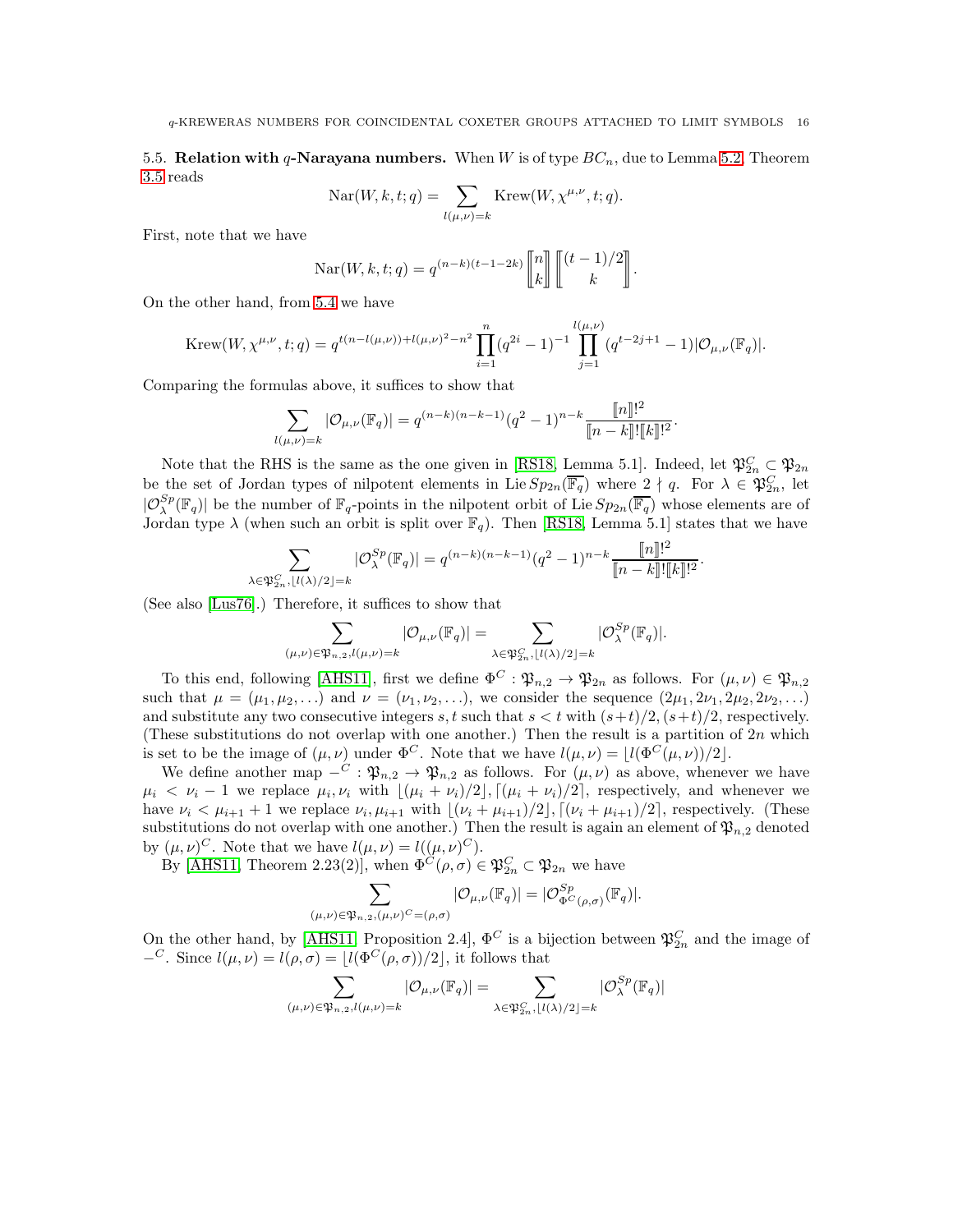5.5. **Relation with $q$-Narayana numbers.** When $W$ is of type $BC_n$, due to Lemma 5.2, Theorem 3.5 reads

$$\mathrm{Nar}(W,k,t;q) = \sum_{l(\mu,\nu)=k} \mathrm{Krew}(W,\chi^{\mu,\nu},t;q).$$

First, note that we have

$$\mathrm{Nar}(W,k,t;q) = q^{(n-k)(t-1-2k)} \begin{bmatrix} n \\ k \end{bmatrix} \begin{bmatrix} (t-1)/2 \\ k \end{bmatrix}.$$

On the other hand, from 5.4 we have

$$\mathrm{Krew}(W,\chi^{\mu,\nu},t;q) = q^{t(n-l(\mu,\nu))+l(\mu,\nu)^2-n^2} \prod_{i=1}^{n} (q^{2i}-1)^{-1} \prod_{j=1}^{l(\mu,\nu)} (q^{t-2j+1}-1)|\mathcal{O}_{\mu,\nu}(\mathbb{F}_q)|.$$

Comparing the formulas above, it suffices to show that

$$\sum_{l(\mu,\nu)=k} |\mathcal{O}_{\mu,\nu}(\mathbb{F}_q)| = q^{(n-k)(n-k-1)}(q^2-1)^{n-k} \frac{[\![n]\!]!^2}{[\![n-k]\!]![\![k]\!]!^2}.$$

Note that the RHS is the same as the one given in [RS18, Lemma 5.1]. Indeed, let $\mathfrak{P}^C_{2n} \subset \mathfrak{P}_{2n}$ be the set of Jordan types of nilpotent elements in $\mathrm{Lie}\, Sp_{2n}(\overline{\mathbb{F}_q})$ where $2 \nmid q$. For $\lambda \in \mathfrak{P}^C_{2n}$, let $|\mathcal{O}^{Sp}_\lambda(\mathbb{F}_q)|$ be the number of $\mathbb{F}_q$-points in the nilpotent orbit of $\mathrm{Lie}\, Sp_{2n}(\overline{\mathbb{F}_q})$ whose elements are of Jordan type $\lambda$ (when such an orbit is split over $\mathbb{F}_q$). Then [RS18, Lemma 5.1] states that we have

$$\sum_{\lambda \in \mathfrak{P}^C_{2n}, \lfloor l(\lambda)/2 \rfloor = k} |\mathcal{O}^{Sp}_\lambda(\mathbb{F}_q)| = q^{(n-k)(n-k-1)}(q^2-1)^{n-k} \frac{[\![n]\!]!^2}{[\![n-k]\!]![\![k]\!]!^2}.$$

(See also [Lus76].) Therefore, it suffices to show that

$$\sum_{(\mu,\nu)\in\mathfrak{P}_{n,2}, l(\mu,\nu)=k} |\mathcal{O}_{\mu,\nu}(\mathbb{F}_q)| = \sum_{\lambda \in \mathfrak{P}^C_{2n}, \lfloor l(\lambda)/2 \rfloor = k} |\mathcal{O}^{Sp}_\lambda(\mathbb{F}_q)|.$$

To this end, following [AHS11], first we define $\Phi^C : \mathfrak{P}_{n,2} \to \mathfrak{P}_{2n}$ as follows. For $(\mu,\nu) \in \mathfrak{P}_{n,2}$ such that $\mu = (\mu_1, \mu_2, \ldots)$ and $\nu = (\nu_1, \nu_2, \ldots)$, we consider the sequence $(2\mu_1, 2\nu_1, 2\mu_2, 2\nu_2, \ldots)$ and substitute any two consecutive integers $s, t$ such that $s < t$ with $(s+t)/2, (s+t)/2$, respectively. (These substitutions do not overlap with one another.) Then the result is a partition of $2n$ which is set to be the image of $(\mu,\nu)$ under $\Phi^C$. Note that we have $l(\mu,\nu) = \lfloor l(\Phi^C(\mu,\nu))/2 \rfloor$.

We define another map $-^C : \mathfrak{P}_{n,2} \to \mathfrak{P}_{n,2}$ as follows. For $(\mu,\nu)$ as above, whenever we have $\mu_i < \nu_i - 1$ we replace $\mu_i, \nu_i$ with $\lfloor(\mu_i+\nu_i)/2\rfloor, \lceil(\mu_i+\nu_i)/2\rceil$, respectively, and whenever we have $\nu_i < \mu_{i+1}+1$ we replace $\nu_i, \mu_{i+1}$ with $\lfloor(\nu_i+\mu_{i+1})/2\rfloor, \lceil(\nu_i+\mu_{i+1})/2\rceil$, respectively. (These substitutions do not overlap with one another.) Then the result is again an element of $\mathfrak{P}_{n,2}$ denoted by $(\mu,\nu)^C$. Note that we have $l(\mu,\nu) = l((\mu,\nu)^C)$.

By [AHS11, Theorem 2.23(2)], when $\Phi^C(\rho,\sigma) \in \mathfrak{P}^C_{2n} \subset \mathfrak{P}_{2n}$ we have

$$\sum_{(\mu,\nu)\in\mathfrak{P}_{n,2}, (\mu,\nu)^C = (\rho,\sigma)} |\mathcal{O}_{\mu,\nu}(\mathbb{F}_q)| = |\mathcal{O}^{Sp}_{\Phi^C(\rho,\sigma)}(\mathbb{F}_q)|.$$

On the other hand, by [AHS11, Proposition 2.4], $\Phi^C$ is a bijection between $\mathfrak{P}^C_{2n}$ and the image of $-^C$. Since $l(\mu,\nu) = l(\rho,\sigma) = \lfloor l(\Phi^C(\rho,\sigma))/2 \rfloor$, it follows that

$$\sum_{(\mu,\nu)\in\mathfrak{P}_{n,2}, l(\mu,\nu)=k} |\mathcal{O}_{\mu,\nu}(\mathbb{F}_q)| = \sum_{\lambda \in \mathfrak{P}^C_{2n}, \lfloor l(\lambda)/2 \rfloor = k} |\mathcal{O}^{Sp}_\lambda(\mathbb{F}_q)|$$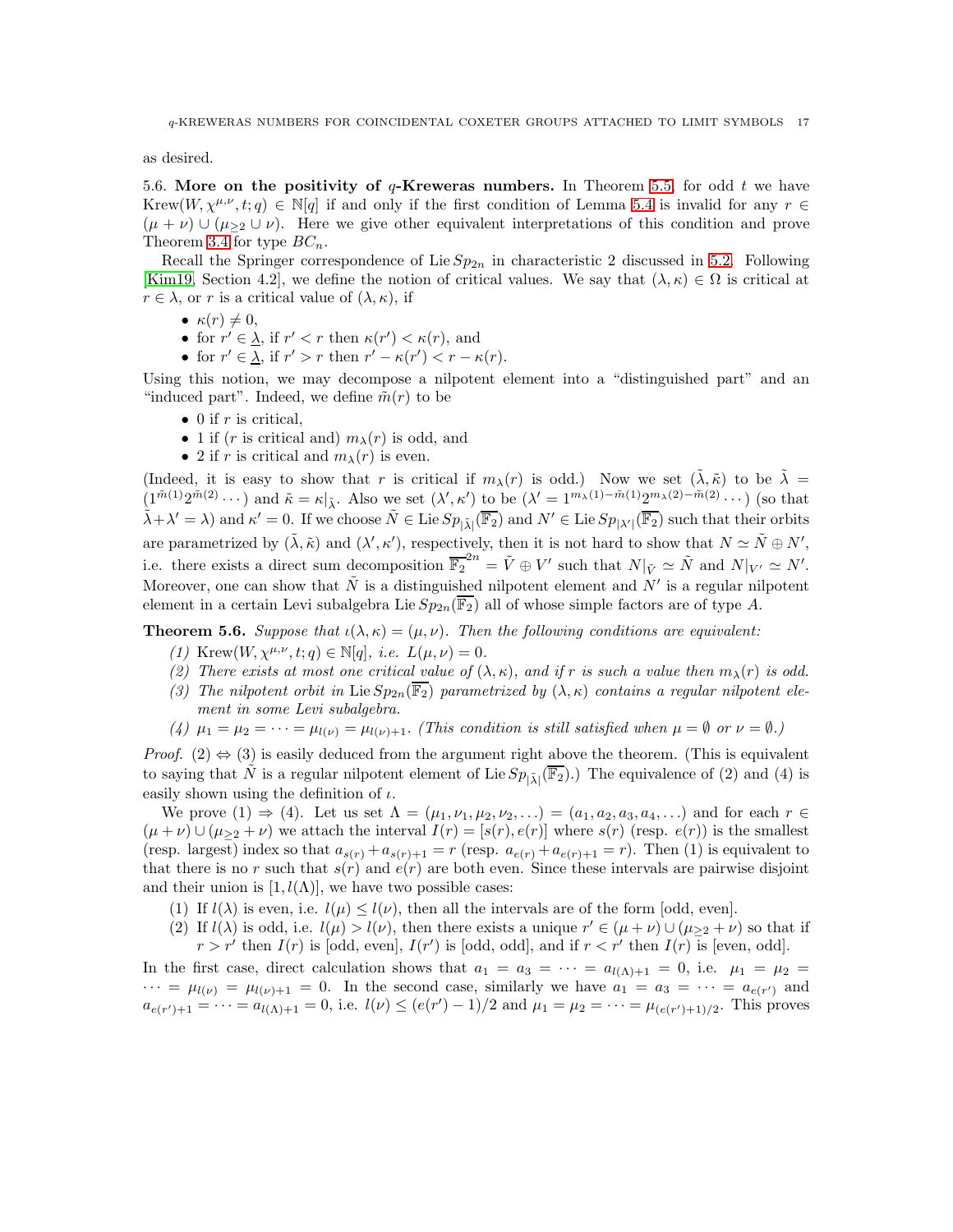as desired.

5.6. **More on the positivity of $q$-Kreweras numbers.** In Theorem 5.5, for odd $t$ we have $\mathrm{Krew}(W, \chi^{\mu,\nu}, t; q) \in \mathbb{N}[q]$ if and only if the first condition of Lemma 5.4 is invalid for any $r \in (\mu + \nu) \cup (\mu_{\geq 2} \cup \nu)$. Here we give other equivalent interpretations of this condition and prove Theorem 3.4 for type $BC_n$.

Recall the Springer correspondence of $\mathrm{Lie}\, Sp_{2n}$ in characteristic 2 discussed in 5.2. Following [Kim19, Section 4.2], we define the notion of critical values. We say that $(\lambda, \kappa) \in \Omega$ is critical at $r \in \lambda$, or $r$ is a critical value of $(\lambda, \kappa)$, if

- $\kappa(r) \neq 0$,
- for $r' \in \underline{\lambda}$, if $r' < r$ then $\kappa(r') < \kappa(r)$, and
- for $r' \in \underline{\lambda}$, if $r' > r$ then $r' - \kappa(r') < r - \kappa(r)$.

Using this notion, we may decompose a nilpotent element into a "distinguished part" and an "induced part". Indeed, we define $\tilde{m}(r)$ to be

- 0 if $r$ is critical,
- 1 if ($r$ is critical and) $m_\lambda(r)$ is odd, and
- 2 if $r$ is critical and $m_\lambda(r)$ is even.

(Indeed, it is easy to show that $r$ is critical if $m_\lambda(r)$ is odd.) Now we set $(\tilde{\lambda}, \tilde{\kappa})$ to be $\tilde{\lambda} = (1^{\tilde{m}(1)} 2^{\tilde{m}(2)} \cdots)$ and $\tilde{\kappa} = \kappa|_{\tilde{\lambda}}$. Also we set $(\lambda', \kappa')$ to be $(\lambda' = 1^{m_\lambda(1) - \tilde{m}(1)} 2^{m_\lambda(2) - \tilde{m}(2)} \cdots)$ (so that $\tilde{\lambda} + \lambda' = \lambda$) and $\kappa' = 0$. If we choose $\tilde{N} \in \mathrm{Lie}\, Sp_{|\tilde{\lambda}|}(\overline{\mathbb{F}_2})$ and $N' \in \mathrm{Lie}\, Sp_{|\lambda'|}(\overline{\mathbb{F}_2})$ such that their orbits are parametrized by $(\tilde{\lambda}, \tilde{\kappa})$ and $(\lambda', \kappa')$, respectively, then it is not hard to show that $N \simeq \tilde{N} \oplus N'$, i.e. there exists a direct sum decomposition $\overline{\mathbb{F}_2}^{2n} = \tilde{V} \oplus V'$ such that $N|_{\tilde{V}} \simeq \tilde{N}$ and $N|_{V'} \simeq N'$. Moreover, one can show that $\tilde{N}$ is a distinguished nilpotent element and $N'$ is a regular nilpotent element in a certain Levi subalgebra $\mathrm{Lie}\, Sp_{2n}(\overline{\mathbb{F}_2})$ all of whose simple factors are of type $A$.

**Theorem 5.6.** *Suppose that $\iota(\lambda, \kappa) = (\mu, \nu)$. Then the following conditions are equivalent:*

1. *$\mathrm{Krew}(W, \chi^{\mu,\nu}, t; q) \in \mathbb{N}[q]$, i.e. $L(\mu, \nu) = 0$.*
2. *There exists at most one critical value of $(\lambda, \kappa)$, and if $r$ is such a value then $m_\lambda(r)$ is odd.*
3. *The nilpotent orbit in $\mathrm{Lie}\, Sp_{2n}(\overline{\mathbb{F}_2})$ parametrized by $(\lambda, \kappa)$ contains a regular nilpotent element in some Levi subalgebra.*
4. *$\mu_1 = \mu_2 = \cdots = \mu_{l(\nu)} = \mu_{l(\nu)+1}$. (This condition is still satisfied when $\mu = \emptyset$ or $\nu = \emptyset$.)*

*Proof.* (2) ⇔ (3) is easily deduced from the argument right above the theorem. (This is equivalent to saying that $\tilde{N}$ is a regular nilpotent element of $\mathrm{Lie}\, Sp_{|\tilde{\lambda}|}(\overline{\mathbb{F}_2})$.) The equivalence of (2) and (4) is easily shown using the definition of $\iota$.

We prove (1) ⇒ (4). Let us set $\Lambda = (\mu_1, \nu_1, \mu_2, \nu_2, \ldots) = (a_1, a_2, a_3, a_4, \ldots)$ and for each $r \in (\mu + \nu) \cup (\mu_{\geq 2} + \nu)$ we attach the interval $I(r) = [s(r), e(r)]$ where $s(r)$ (resp. $e(r)$) is the smallest (resp. largest) index so that $a_{s(r)} + a_{s(r)+1} = r$ (resp. $a_{e(r)} + a_{e(r)+1} = r$). Then (1) is equivalent to that there is no $r$ such that $s(r)$ and $e(r)$ are both even. Since these intervals are pairwise disjoint and their union is $[1, l(\Lambda)]$, we have two possible cases:

1. If $l(\lambda)$ is even, i.e. $l(\mu) \leq l(\nu)$, then all the intervals are of the form [odd, even].
2. If $l(\lambda)$ is odd, i.e. $l(\mu) > l(\nu)$, then there exists a unique $r' \in (\mu + \nu) \cup (\mu_{\geq 2} + \nu)$ so that if $r > r'$ then $I(r)$ is [odd, even], $I(r')$ is [odd, odd], and if $r < r'$ then $I(r)$ is [even, odd].

In the first case, direct calculation shows that $a_1 = a_3 = \cdots = a_{l(\Lambda)+1} = 0$, i.e. $\mu_1 = \mu_2 = \cdots = \mu_{l(\nu)} = \mu_{l(\nu)+1} = 0$. In the second case, similarly we have $a_1 = a_3 = \cdots = a_{e(r')}$ and $a_{e(r')+1} = \cdots = a_{l(\Lambda)+1} = 0$, i.e. $l(\nu) \leq (e(r') - 1)/2$ and $\mu_1 = \mu_2 = \cdots = \mu_{(e(r')+1)/2}$. This proves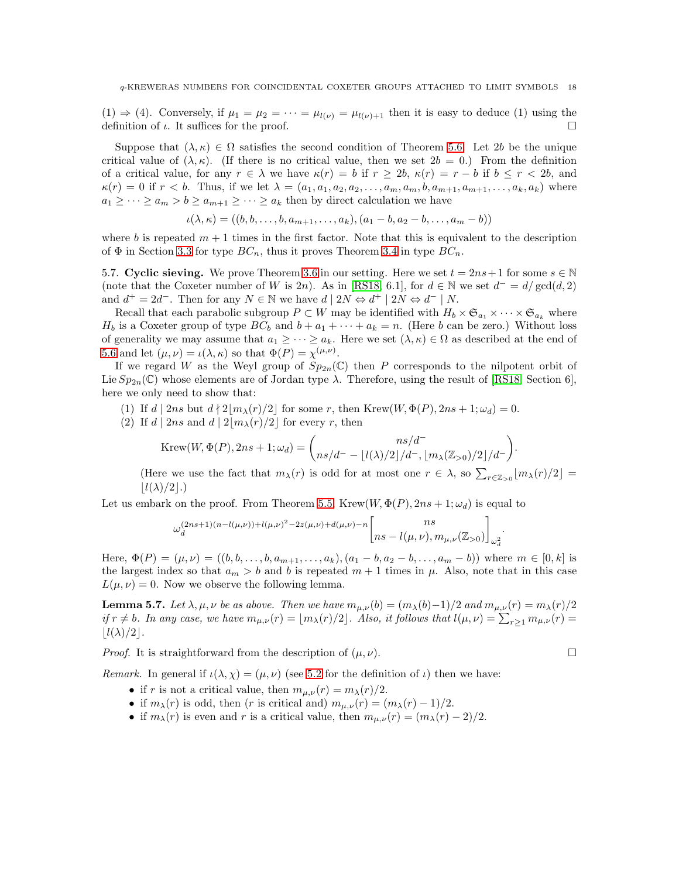(1) ⇒ (4). Conversely, if $\mu_1 = \mu_2 = \cdots = \mu_{l(\nu)} = \mu_{l(\nu)+1}$ then it is easy to deduce (1) using the definition of $\iota$. It suffices for the proof. □

Suppose that $(\lambda, \kappa) \in \Omega$ satisfies the second condition of Theorem 5.6. Let $2b$ be the unique critical value of $(\lambda, \kappa)$. (If there is no critical value, then we set $2b = 0$.) From the definition of a critical value, for any $r \in \lambda$ we have $\kappa(r) = b$ if $r \geq 2b$, $\kappa(r) = r - b$ if $b \leq r < 2b$, and $\kappa(r) = 0$ if $r < b$. Thus, if we let $\lambda = (a_1, a_1, a_2, a_2, \ldots, a_m, a_m, b, a_{m+1}, a_{m+1}, \ldots, a_k, a_k)$ where $a_1 \geq \cdots \geq a_m > b \geq a_{m+1} \geq \cdots \geq a_k$ then by direct calculation we have

$$\iota(\lambda, \kappa) = ((b, b, \ldots, b, a_{m+1}, \ldots, a_k), (a_1 - b, a_2 - b, \ldots, a_m - b))$$

where $b$ is repeated $m+1$ times in the first factor. Note that this is equivalent to the description of $\Phi$ in Section 3.3 for type $BC_n$, thus it proves Theorem 3.4 in type $BC_n$.

5.7. **Cyclic sieving.** We prove Theorem 3.6 in our setting. Here we set $t = 2ns+1$ for some $s \in \mathbb{N}$ (note that the Coxeter number of $W$ is $2n$). As in [RS18, 6.1], for $d \in \mathbb{N}$ we set $d^- = d/\gcd(d,2)$ and $d^+ = 2d^-$. Then for any $N \in \mathbb{N}$ we have $d \mid 2N \Leftrightarrow d^+ \mid 2N \Leftrightarrow d^- \mid N$.

Recall that each parabolic subgroup $P \subset W$ may be identified with $H_b \times \mathfrak{S}_{a_1} \times \cdots \times \mathfrak{S}_{a_k}$ where $H_b$ is a Coxeter group of type $BC_b$ and $b + a_1 + \cdots + a_k = n$. (Here $b$ can be zero.) Without loss of generality we may assume that $a_1 \geq \cdots \geq a_k$. Here we set $(\lambda, \kappa) \in \Omega$ as described at the end of 5.6 and let $(\mu, \nu) = \iota(\lambda, \kappa)$ so that $\Phi(P) = \chi^{(\mu,\nu)}$.

If we regard $W$ as the Weyl group of $Sp_{2n}(\mathbb{C})$ then $P$ corresponds to the nilpotent orbit of $\operatorname{Lie} Sp_{2n}(\mathbb{C})$ whose elements are of Jordan type $\lambda$. Therefore, using the result of [RS18, Section 6], here we only need to show that:

1. If $d \mid 2ns$ but $d \nmid 2\lfloor m_\lambda(r)/2 \rfloor$ for some $r$, then $\operatorname{Krew}(W, \Phi(P), 2ns+1; \omega_d) = 0$.
2. If $d \mid 2ns$ and $d \mid 2\lfloor m_\lambda(r)/2 \rfloor$ for every $r$, then
$$\operatorname{Krew}(W, \Phi(P), 2ns+1; \omega_d) = \binom{ns/d^-}{ns/d^- - \lfloor l(\lambda)/2 \rfloor / d^-, \lfloor m_\lambda(\mathbb{Z}_{>0})/2 \rfloor / d^-}.$$
(Here we use the fact that $m_\lambda(r)$ is odd for at most one $r \in \lambda$, so $\sum_{r \in \mathbb{Z}_{>0}} \lfloor m_\lambda(r)/2 \rfloor = \lfloor l(\lambda)/2 \rfloor$.)

Let us embark on the proof. From Theorem 5.5, $\operatorname{Krew}(W, \Phi(P), 2ns+1; \omega_d)$ is equal to

$$\omega_d^{(2ns+1)(n - l(\mu,\nu)) + l(\mu,\nu)^2 - 2z(\mu,\nu) + d(\mu,\nu) - n} \begin{bmatrix} ns \\ ns - l(\mu,\nu), m_{\mu,\nu}(\mathbb{Z}_{>0}) \end{bmatrix}_{\omega_d^2}.$$

Here, $\Phi(P) = (\mu, \nu) = ((b, b, \ldots, b, a_{m+1}, \ldots, a_k), (a_1 - b, a_2 - b, \ldots, a_m - b))$ where $m \in [0, k]$ is the largest index so that $a_m > b$ and $b$ is repeated $m+1$ times in $\mu$. Also, note that in this case $L(\mu, \nu) = 0$. Now we observe the following lemma.

**Lemma 5.7.** *Let $\lambda, \mu, \nu$ be as above. Then we have $m_{\mu,\nu}(b) = (m_\lambda(b) - 1)/2$ and $m_{\mu,\nu}(r) = m_\lambda(r)/2$ if $r \neq b$. In any case, we have $m_{\mu,\nu}(r) = \lfloor m_\lambda(r)/2 \rfloor$. Also, it follows that $l(\mu,\nu) = \sum_{r \geq 1} m_{\mu,\nu}(r) = \lfloor l(\lambda)/2 \rfloor$.*

*Proof.* It is straightforward from the description of $(\mu, \nu)$. □

*Remark.* In general if $\iota(\lambda, \chi) = (\mu, \nu)$ (see 5.2 for the definition of $\iota$) then we have:

- if $r$ is not a critical value, then $m_{\mu,\nu}(r) = m_\lambda(r)/2$.
- if $m_\lambda(r)$ is odd, then ($r$ is critical and) $m_{\mu,\nu}(r) = (m_\lambda(r) - 1)/2$.
- if $m_\lambda(r)$ is even and $r$ is a critical value, then $m_{\mu,\nu}(r) = (m_\lambda(r) - 2)/2$.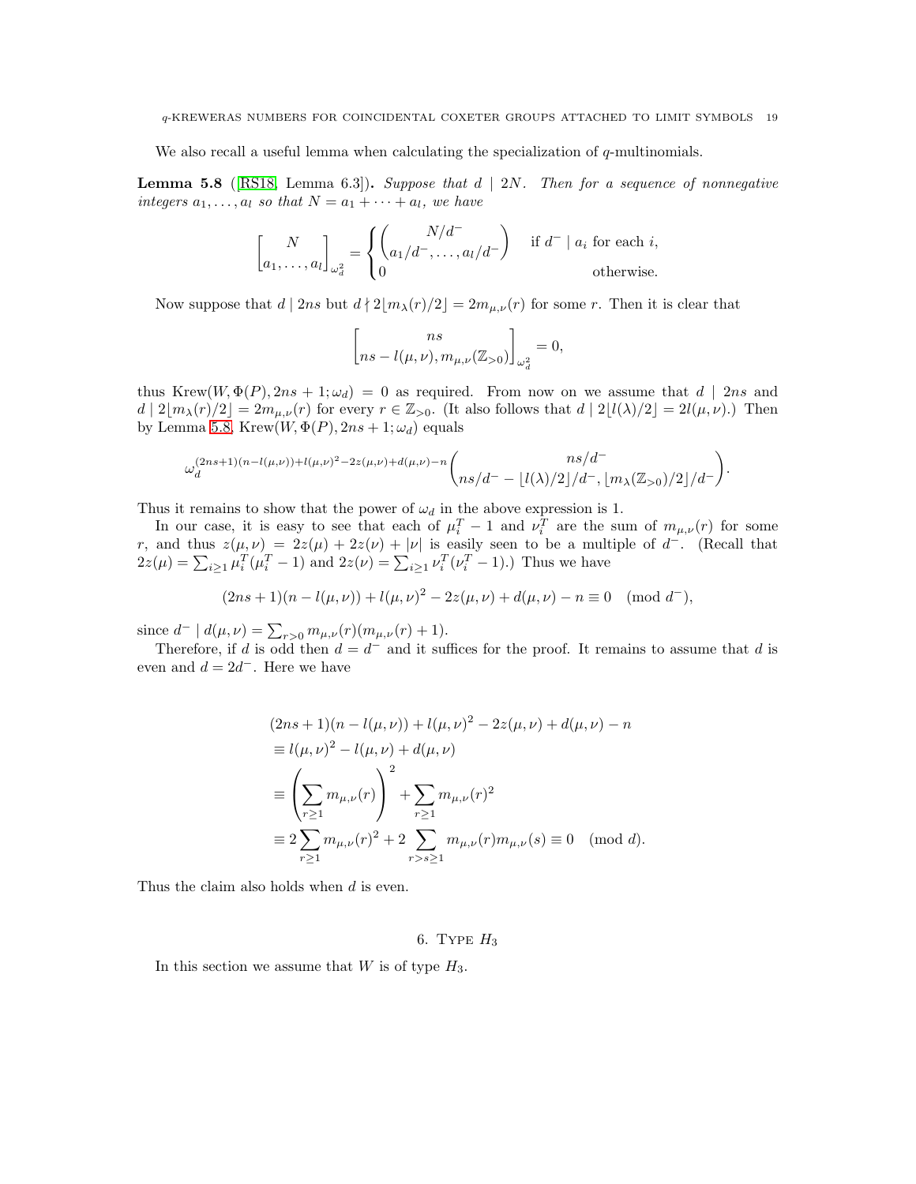We also recall a useful lemma when calculating the specialization of $q$-multinomials.

**Lemma 5.8** ([RS18, Lemma 6.3])**.** *Suppose that $d \mid 2N$. Then for a sequence of nonnegative integers $a_1, \ldots, a_l$ so that $N = a_1 + \cdots + a_l$, we have*

$$\begin{bmatrix} N \\ a_1, \ldots, a_l \end{bmatrix}_{\omega_d^2} = \begin{cases} \dbinom{N/d^-}{a_1/d^-, \ldots, a_l/d^-} & \text{if } d^- \mid a_i \text{ for each } i, \\ 0 & \text{otherwise.} \end{cases}$$

Now suppose that $d \mid 2ns$ but $d \nmid 2\lfloor m_\lambda(r)/2 \rfloor = 2m_{\mu,\nu}(r)$ for some $r$. Then it is clear that

$$\begin{bmatrix} ns \\ ns - l(\mu,\nu), m_{\mu,\nu}(\mathbb{Z}_{>0}) \end{bmatrix}_{\omega_d^2} = 0,$$

thus $\operatorname{Krew}(W, \Phi(P), 2ns+1; \omega_d) = 0$ as required. From now on we assume that $d \mid 2ns$ and $d \mid 2\lfloor m_\lambda(r)/2 \rfloor = 2m_{\mu,\nu}(r)$ for every $r \in \mathbb{Z}_{>0}$. (It also follows that $d \mid 2\lfloor l(\lambda)/2 \rfloor = 2l(\mu,\nu)$.) Then by Lemma 5.8, $\operatorname{Krew}(W, \Phi(P), 2ns+1; \omega_d)$ equals

$$\omega_d^{(2ns+1)(n-l(\mu,\nu))+l(\mu,\nu)^2-2z(\mu,\nu)+d(\mu,\nu)-n} \binom{ns/d^-}{ns/d^- - \lfloor l(\lambda)/2 \rfloor/d^-, \lfloor m_\lambda(\mathbb{Z}_{>0})/2 \rfloor/d^-}.$$

Thus it remains to show that the power of $\omega_d$ in the above expression is 1.

In our case, it is easy to see that each of $\mu_i^T - 1$ and $\nu_i^T$ are the sum of $m_{\mu,\nu}(r)$ for some $r$, and thus $z(\mu,\nu) = 2z(\mu) + 2z(\nu) + |\nu|$ is easily seen to be a multiple of $d^-$. (Recall that $2z(\mu) = \sum_{i \geq 1} \mu_i^T(\mu_i^T - 1)$ and $2z(\nu) = \sum_{i \geq 1} \nu_i^T(\nu_i^T - 1)$.) Thus we have

$$(2ns+1)(n - l(\mu,\nu)) + l(\mu,\nu)^2 - 2z(\mu,\nu) + d(\mu,\nu) - n \equiv 0 \pmod{d^-},$$

since $d^- \mid d(\mu,\nu) = \sum_{r>0} m_{\mu,\nu}(r)(m_{\mu,\nu}(r)+1)$.

Therefore, if $d$ is odd then $d = d^-$ and it suffices for the proof. It remains to assume that $d$ is even and $d = 2d^-$. Here we have

$$\begin{aligned}
&(2ns+1)(n - l(\mu,\nu)) + l(\mu,\nu)^2 - 2z(\mu,\nu) + d(\mu,\nu) - n \\
&\equiv l(\mu,\nu)^2 - l(\mu,\nu) + d(\mu,\nu) \\
&\equiv \left( \sum_{r \geq 1} m_{\mu,\nu}(r) \right)^2 + \sum_{r \geq 1} m_{\mu,\nu}(r)^2 \\
&\equiv 2 \sum_{r \geq 1} m_{\mu,\nu}(r)^2 + 2 \sum_{r > s \geq 1} m_{\mu,\nu}(r) m_{\mu,\nu}(s) \equiv 0 \pmod{d}.
\end{aligned}$$

Thus the claim also holds when $d$ is even.

## 6. Type $H_3$

In this section we assume that $W$ is of type $H_3$.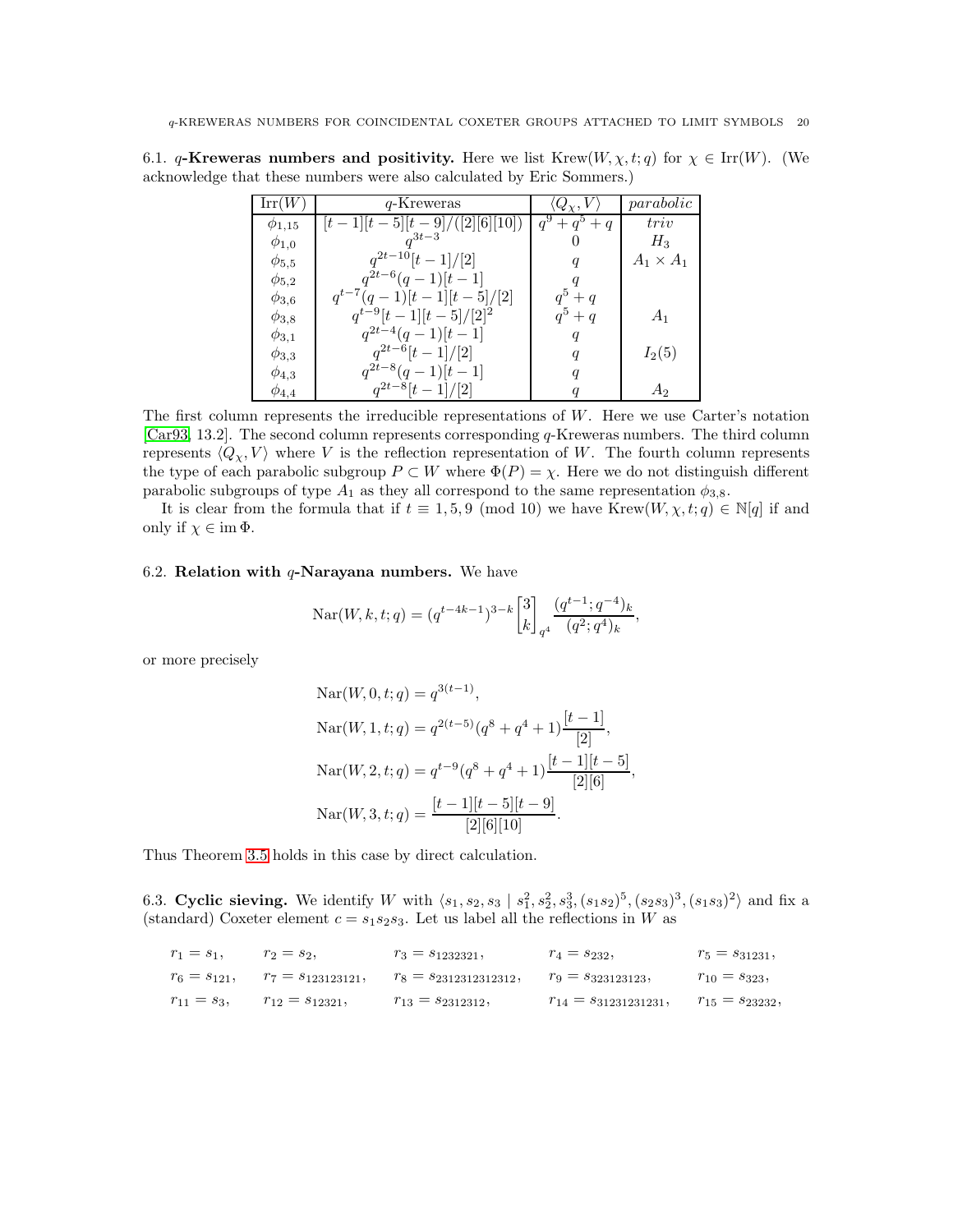6.1. **$q$-Kreweras numbers and positivity.** Here we list $\mathrm{Krew}(W, \chi, t; q)$ for $\chi \in \mathrm{Irr}(W)$. (We acknowledge that these numbers were also calculated by Eric Sommers.)

| $\mathrm{Irr}(W)$ | $q$-Kreweras | $\langle Q_\chi, V\rangle$ | *parabolic* |
|---|---|---|---|
| $\phi_{1,15}$ | $[t-1][t-5][t-9]/([2][6][10])$ | $q^9+q^5+q$ | *triv* |
| $\phi_{1,0}$ | $q^{3t-3}$ | $0$ | $H_3$ |
| $\phi_{5,5}$ | $q^{2t-10}[t-1]/[2]$ | $q$ | $A_1 \times A_1$ |
| $\phi_{5,2}$ | $q^{2t-6}(q-1)[t-1]$ | $q$ | |
| $\phi_{3,6}$ | $q^{t-7}(q-1)[t-1][t-5]/[2]$ | $q^5+q$ | |
| $\phi_{3,8}$ | $q^{t-9}[t-1][t-5]/[2]^2$ | $q^5+q$ | $A_1$ |
| $\phi_{3,1}$ | $q^{2t-4}(q-1)[t-1]$ | $q$ | |
| $\phi_{3,3}$ | $q^{2t-6}[t-1]/[2]$ | $q$ | $I_2(5)$ |
| $\phi_{4,3}$ | $q^{2t-8}(q-1)[t-1]$ | $q$ | |
| $\phi_{4,4}$ | $q^{2t-8}[t-1]/[2]$ | $q$ | $A_2$ |

The first column represents the irreducible representations of $W$. Here we use Carter's notation [Car93, 13.2]. The second column represents corresponding $q$-Kreweras numbers. The third column represents $\langle Q_\chi, V\rangle$ where $V$ is the reflection representation of $W$. The fourth column represents the type of each parabolic subgroup $P \subset W$ where $\Phi(P) = \chi$. Here we do not distinguish different parabolic subgroups of type $A_1$ as they all correspond to the same representation $\phi_{3,8}$.

It is clear from the formula that if $t \equiv 1, 5, 9 \pmod{10}$ we have $\mathrm{Krew}(W, \chi, t; q) \in \mathbb{N}[q]$ if and only if $\chi \in \mathrm{im}\,\Phi$.

6.2. **Relation with $q$-Narayana numbers.** We have

$$\mathrm{Nar}(W, k, t; q) = (q^{t-4k-1})^{3-k} \begin{bmatrix} 3 \\ k \end{bmatrix}_{q^4} \frac{(q^{t-1}; q^{-4})_k}{(q^2; q^4)_k},$$

or more precisely

$$\mathrm{Nar}(W, 0, t; q) = q^{3(t-1)},$$

$$\mathrm{Nar}(W, 1, t; q) = q^{2(t-5)}(q^8 + q^4 + 1)\frac{[t-1]}{[2]},$$

$$\mathrm{Nar}(W, 2, t; q) = q^{t-9}(q^8 + q^4 + 1)\frac{[t-1][t-5]}{[2][6]},$$

$$\mathrm{Nar}(W, 3, t; q) = \frac{[t-1][t-5][t-9]}{[2][6][10]}.$$

Thus Theorem 3.5 holds in this case by direct calculation.

6.3. **Cyclic sieving.** We identify $W$ with $\langle s_1, s_2, s_3 \mid s_1^2, s_2^2, s_3^2, (s_1s_2)^5, (s_2s_3)^3, (s_1s_3)^2\rangle$ and fix a (standard) Coxeter element $c = s_1s_2s_3$. Let us label all the reflections in $W$ as

$$\begin{aligned}
&r_1 = s_1, && r_2 = s_2, && r_3 = s_{1232321}, && r_4 = s_{232}, && r_5 = s_{31231}, \\
&r_6 = s_{121}, && r_7 = s_{123123121}, && r_8 = s_{2312312312312}, && r_9 = s_{323123123}, && r_{10} = s_{323}, \\
&r_{11} = s_3, && r_{12} = s_{12321}, && r_{13} = s_{2312312}, && r_{14} = s_{31231231231}, && r_{15} = s_{23232},
\end{aligned}$$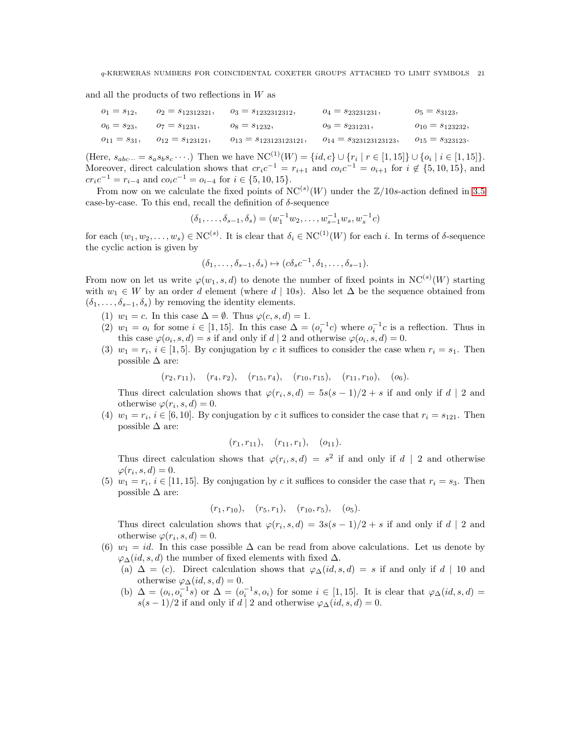and all the products of two reflections in $W$ as

$$
\begin{array}{lllll}
o_1 = s_{12}, & o_2 = s_{12312321}, & o_3 = s_{1232312312}, & o_4 = s_{23231231}, & o_5 = s_{3123}, \\
o_6 = s_{23}, & o_7 = s_{1231}, & o_8 = s_{1232}, & o_9 = s_{231231}, & o_{10} = s_{123232}, \\
o_{11} = s_{31}, & o_{12} = s_{123121}, & o_{13} = s_{123123123121}, & o_{14} = s_{323123123123}, & o_{15} = s_{323123}.
\end{array}
$$

(Here, $s_{abc\cdots} = s_a s_b s_c \cdots$.) Then we have $\mathrm{NC}^{(1)}(W) = \{id, c\} \cup \{r_i \mid r \in [1,15]\} \cup \{o_i \mid i \in [1,15]\}$. Moreover, direct calculation shows that $cr_ic^{-1} = r_{i+1}$ and $co_ic^{-1} = o_{i+1}$ for $i \notin \{5, 10, 15\}$, and $cr_ic^{-1} = r_{i-4}$ and $co_ic^{-1} = o_{i-4}$ for $i \in \{5, 10, 15\}$.

From now on we calculate the fixed points of $\mathrm{NC}^{(s)}(W)$ under the $\mathbb{Z}/10s$-action defined in 3.5 case-by-case. To this end, recall the definition of $\delta$-sequence

$$
(\delta_1, \ldots, \delta_{s-1}, \delta_s) = (w_1^{-1}w_2, \ldots, w_{s-1}^{-1}w_s, w_s^{-1}c)
$$

for each $(w_1, w_2, \ldots, w_s) \in \mathrm{NC}^{(s)}$. It is clear that $\delta_i \in \mathrm{NC}^{(1)}(W)$ for each $i$. In terms of $\delta$-sequence the cyclic action is given by

$$
(\delta_1, \ldots, \delta_{s-1}, \delta_s) \mapsto (c\delta_s c^{-1}, \delta_1, \ldots, \delta_{s-1}).
$$

From now on let us write $\varphi(w_1, s, d)$ to denote the number of fixed points in $\mathrm{NC}^{(s)}(W)$ starting with $w_1 \in W$ by an order $d$ element (where $d \mid 10s$). Also let $\Delta$ be the sequence obtained from $(\delta_1, \ldots, \delta_{s-1}, \delta_s)$ by removing the identity elements.

(1) $w_1 = c$. In this case $\Delta = \emptyset$. Thus $\varphi(c, s, d) = 1$.

(2) $w_1 = o_i$ for some $i \in [1,15]$. In this case $\Delta = (o_i^{-1}c)$ where $o_i^{-1}c$ is a reflection. Thus in this case $\varphi(o_i, s, d) = s$ if and only if $d \mid 2$ and otherwise $\varphi(o_i, s, d) = 0$.

(3) $w_1 = r_i$, $i \in [1,5]$. By conjugation by $c$ it suffices to consider the case when $r_i = s_1$. Then possible $\Delta$ are:

$$
(r_2, r_{11}), \quad (r_4, r_2), \quad (r_{15}, r_4), \quad (r_{10}, r_{15}), \quad (r_{11}, r_{10}), \quad (o_6).
$$

Thus direct calculation shows that $\varphi(r_i, s, d) = 5s(s-1)/2 + s$ if and only if $d \mid 2$ and otherwise $\varphi(r_i, s, d) = 0$.

(4) $w_1 = r_i$, $i \in [6,10]$. By conjugation by $c$ it suffices to consider the case that $r_i = s_{121}$. Then possible $\Delta$ are:

$$
(r_1, r_{11}), \quad (r_{11}, r_1), \quad (o_{11}).
$$

Thus direct calculation shows that $\varphi(r_i, s, d) = s^2$ if and only if $d \mid 2$ and otherwise $\varphi(r_i, s, d) = 0$.

(5) $w_1 = r_i$, $i \in [11,15]$. By conjugation by $c$ it suffices to consider the case that $r_i = s_3$. Then possible $\Delta$ are:

$$
(r_1, r_{10}), \quad (r_5, r_1), \quad (r_{10}, r_5), \quad (o_5).
$$

Thus direct calculation shows that $\varphi(r_i, s, d) = 3s(s-1)/2 + s$ if and only if $d \mid 2$ and otherwise $\varphi(r_i, s, d) = 0$.

(6) $w_1 = id$. In this case possible $\Delta$ can be read from above calculations. Let us denote by $\varphi_\Delta(id, s, d)$ the number of fixed elements with fixed $\Delta$.

  (a) $\Delta = (c)$. Direct calculation shows that $\varphi_\Delta(id, s, d) = s$ if and only if $d \mid 10$ and otherwise $\varphi_\Delta(id, s, d) = 0$.

  (b) $\Delta = (o_i, o_i^{-1}s)$ or $\Delta = (o_i^{-1}s, o_i)$ for some $i \in [1,15]$. It is clear that $\varphi_\Delta(id, s, d) = s(s-1)/2$ if and only if $d \mid 2$ and otherwise $\varphi_\Delta(id, s, d) = 0$.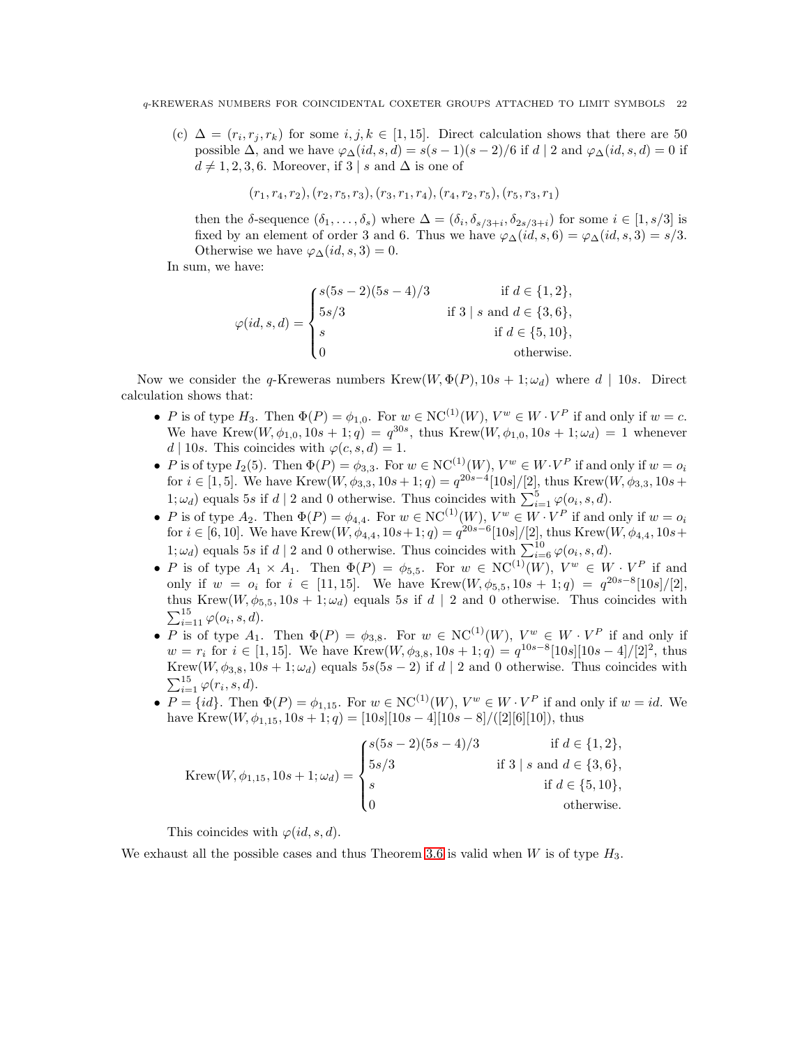(c) $\Delta = (r_i, r_j, r_k)$ for some $i, j, k \in [1, 15]$. Direct calculation shows that there are 50 possible $\Delta$, and we have $\varphi_\Delta(id, s, d) = s(s-1)(s-2)/6$ if $d \mid 2$ and $\varphi_\Delta(id, s, d) = 0$ if $d \neq 1, 2, 3, 6$. Moreover, if $3 \mid s$ and $\Delta$ is one of

$$(r_1, r_4, r_2), (r_2, r_5, r_3), (r_3, r_1, r_4), (r_4, r_2, r_5), (r_5, r_3, r_1)$$

then the $\delta$-sequence $(\delta_1, \dots, \delta_s)$ where $\Delta = (\delta_i, \delta_{s/3+i}, \delta_{2s/3+i})$ for some $i \in [1, s/3]$ is fixed by an element of order 3 and 6. Thus we have $\varphi_\Delta(id, s, 6) = \varphi_\Delta(id, s, 3) = s/3$. Otherwise we have $\varphi_\Delta(id, s, 3) = 0$.

In sum, we have:

$$\varphi(id, s, d) = \begin{cases} s(5s-2)(5s-4)/3 & \text{if } d \in \{1, 2\}, \\ 5s/3 & \text{if } 3 \mid s \text{ and } d \in \{3, 6\}, \\ s & \text{if } d \in \{5, 10\}, \\ 0 & \text{otherwise.} \end{cases}$$

Now we consider the $q$-Kreweras numbers $\mathrm{Krew}(W, \Phi(P), 10s+1; \omega_d)$ where $d \mid 10s$. Direct calculation shows that:

- $P$ is of type $H_3$. Then $\Phi(P) = \phi_{1,0}$. For $w \in \mathrm{NC}^{(1)}(W)$, $V^w \in W \cdot V^P$ if and only if $w = c$. We have $\mathrm{Krew}(W, \phi_{1,0}, 10s+1; q) = q^{30s}$, thus $\mathrm{Krew}(W, \phi_{1,0}, 10s+1; \omega_d) = 1$ whenever $d \mid 10s$. This coincides with $\varphi(c, s, d) = 1$.
- $P$ is of type $I_2(5)$. Then $\Phi(P) = \phi_{3,3}$. For $w \in \mathrm{NC}^{(1)}(W)$, $V^w \in W \cdot V^P$ if and only if $w = o_i$ for $i \in [1, 5]$. We have $\mathrm{Krew}(W, \phi_{3,3}, 10s+1; q) = q^{20s-4}[10s]/[2]$, thus $\mathrm{Krew}(W, \phi_{3,3}, 10s+1; \omega_d)$ equals $5s$ if $d \mid 2$ and 0 otherwise. Thus coincides with $\sum_{i=1}^{5} \varphi(o_i, s, d)$.
- $P$ is of type $A_2$. Then $\Phi(P) = \phi_{4,4}$. For $w \in \mathrm{NC}^{(1)}(W)$, $V^w \in W \cdot V^P$ if and only if $w = o_i$ for $i \in [6, 10]$. We have $\mathrm{Krew}(W, \phi_{4,4}, 10s+1; q) = q^{20s-6}[10s]/[2]$, thus $\mathrm{Krew}(W, \phi_{4,4}, 10s+1; \omega_d)$ equals $5s$ if $d \mid 2$ and 0 otherwise. Thus coincides with $\sum_{i=6}^{10} \varphi(o_i, s, d)$.
- $P$ is of type $A_1 \times A_1$. Then $\Phi(P) = \phi_{5,5}$. For $w \in \mathrm{NC}^{(1)}(W)$, $V^w \in W \cdot V^P$ if and only if $w = o_i$ for $i \in [11, 15]$. We have $\mathrm{Krew}(W, \phi_{5,5}, 10s+1; q) = q^{20s-8}[10s]/[2]$, thus $\mathrm{Krew}(W, \phi_{5,5}, 10s+1; \omega_d)$ equals $5s$ if $d \mid 2$ and 0 otherwise. Thus coincides with $\sum_{i=11}^{15} \varphi(o_i, s, d)$.
- $P$ is of type $A_1$. Then $\Phi(P) = \phi_{3,8}$. For $w \in \mathrm{NC}^{(1)}(W)$, $V^w \in W \cdot V^P$ if and only if $w = r_i$ for $i \in [1, 15]$. We have $\mathrm{Krew}(W, \phi_{3,8}, 10s+1; q) = q^{10s-8}[10s][10s-4]/[2]^2$, thus $\mathrm{Krew}(W, \phi_{3,8}, 10s+1; \omega_d)$ equals $5s(5s-2)$ if $d \mid 2$ and 0 otherwise. Thus coincides with $\sum_{i=1}^{15} \varphi(r_i, s, d)$.
- $P = \{id\}$. Then $\Phi(P) = \phi_{1,15}$. For $w \in \mathrm{NC}^{(1)}(W)$, $V^w \in W \cdot V^P$ if and only if $w = id$. We have $\mathrm{Krew}(W, \phi_{1,15}, 10s+1; q) = [10s][10s-4][10s-8]/([2][6][10])$, thus

$$\mathrm{Krew}(W, \phi_{1,15}, 10s+1; \omega_d) = \begin{cases} s(5s-2)(5s-4)/3 & \text{if } d \in \{1, 2\}, \\ 5s/3 & \text{if } 3 \mid s \text{ and } d \in \{3, 6\}, \\ s & \text{if } d \in \{5, 10\}, \\ 0 & \text{otherwise.} \end{cases}$$

  This coincides with $\varphi(id, s, d)$.

We exhaust all the possible cases and thus Theorem 3.6 is valid when $W$ is of type $H_3$.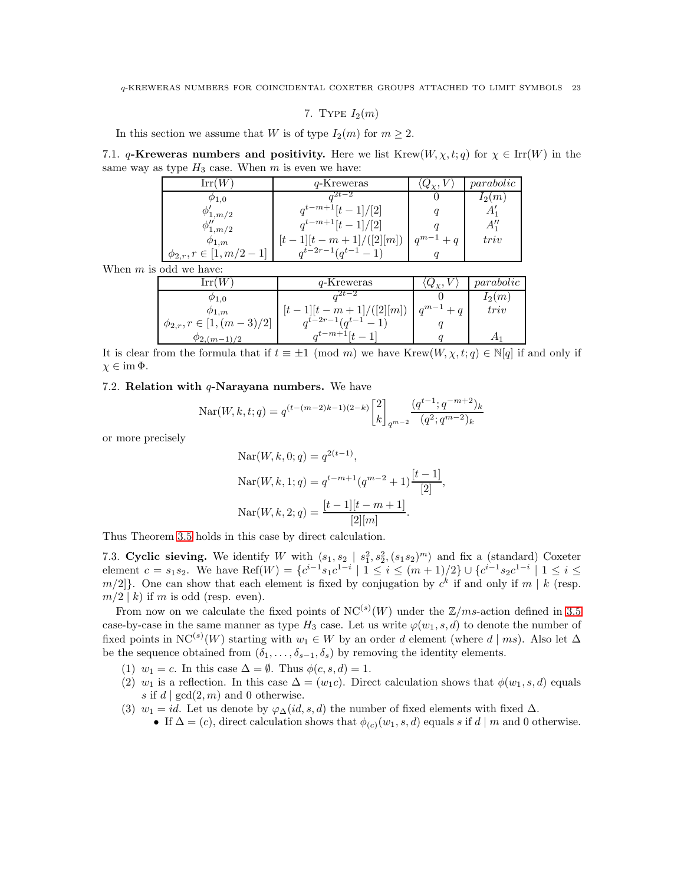## 7. Type $I_2(m)$

In this section we assume that $W$ is of type $I_2(m)$ for $m \geq 2$.

### 7.1. $q$-Kreweras numbers and positivity.

Here we list $\mathrm{Krew}(W, \chi, t; q)$ for $\chi \in \mathrm{Irr}(W)$ in the same way as type $H_3$ case. When $m$ is even we have:

| $\mathrm{Irr}(W)$ | $q$-Kreweras | $\langle Q_\chi, V\rangle$ | *parabolic* |
|---|---|---|---|
| $\phi_{1,0}$ | $q^{2t-2}$ | $0$ | $I_2(m)$ |
| $\phi'_{1,m/2}$ | $q^{t-m+1}[t-1]/[2]$ | $q$ | $A'_1$ |
| $\phi''_{1,m/2}$ | $q^{t-m+1}[t-1]/[2]$ | $q$ | $A''_1$ |
| $\phi_{1,m}$ | $[t-1][t-m+1]/([2][m])$ | $q^{m-1}+q$ | *triv* |
| $\phi_{2,r}, r \in [1, m/2-1]$ | $q^{t-2r-1}(q^{t-1}-1)$ | $q$ | |

When $m$ is odd we have:

| $\mathrm{Irr}(W)$ | $q$-Kreweras | $\langle Q_\chi, V\rangle$ | *parabolic* |
|---|---|---|---|
| $\phi_{1,0}$ | $q^{2t-2}$ | $0$ | $I_2(m)$ |
| $\phi_{1,m}$ | $[t-1][t-m+1]/([2][m])$ | $q^{m-1}+q$ | *triv* |
| $\phi_{2,r}, r \in [1, (m-3)/2]$ | $q^{t-2r-1}(q^{t-1}-1)$ | $q$ | |
| $\phi_{2,(m-1)/2}$ | $q^{t-m+1}[t-1]$ | $q$ | $A_1$ |

It is clear from the formula that if $t \equiv \pm 1 \pmod{m}$ we have $\mathrm{Krew}(W, \chi, t; q) \in \mathbb{N}[q]$ if and only if $\chi \in \mathrm{im}\,\Phi$.

### 7.2. Relation with $q$-Narayana numbers.

We have

$$\mathrm{Nar}(W, k, t; q) = q^{(t-(m-2)k-1)(2-k)} \begin{bmatrix} 2 \\ k \end{bmatrix}_{q^{m-2}} \frac{(q^{t-1}; q^{-m+2})_k}{(q^2; q^{m-2})_k}$$

or more precisely

$$\mathrm{Nar}(W, k, 0; q) = q^{2(t-1)},$$

$$\mathrm{Nar}(W, k, 1; q) = q^{t-m+1}(q^{m-2}+1)\frac{[t-1]}{[2]},$$

$$\mathrm{Nar}(W, k, 2; q) = \frac{[t-1][t-m+1]}{[2][m]}.$$

Thus Theorem 3.5 holds in this case by direct calculation.

### 7.3. Cyclic sieving.

We identify $W$ with $\langle s_1, s_2 \mid s_1^2, s_2^2, (s_1s_2)^m\rangle$ and fix a (standard) Coxeter element $c = s_1s_2$. We have $\mathrm{Ref}(W) = \{c^{i-1}s_1c^{1-i} \mid 1 \leq i \leq (m+1)/2\} \cup \{c^{i-1}s_2c^{1-i} \mid 1 \leq i \leq m/2\}$. One can show that each element is fixed by conjugation by $c^k$ if and only if $m \mid k$ (resp. $m/2 \mid k$) if $m$ is odd (resp. even).

From now on we calculate the fixed points of $\mathrm{NC}^{(s)}(W)$ under the $\mathbb{Z}/ms$-action defined in 3.5 case-by-case in the same manner as type $H_3$ case. Let us write $\varphi(w_1, s, d)$ to denote the number of fixed points in $\mathrm{NC}^{(s)}(W)$ starting with $w_1 \in W$ by an order $d$ element (where $d \mid ms$). Also let $\Delta$ be the sequence obtained from $(\delta_1, \dots, \delta_{s-1}, \delta_s)$ by removing the identity elements.

1. $w_1 = c$. In this case $\Delta = \emptyset$. Thus $\phi(c, s, d) = 1$.
2. $w_1$ is a reflection. In this case $\Delta = (w_1c)$. Direct calculation shows that $\phi(w_1, s, d)$ equals $s$ if $d \mid \gcd(2, m)$ and 0 otherwise.
3. $w_1 = id$. Let us denote by $\varphi_\Delta(id, s, d)$ the number of fixed elements with fixed $\Delta$.
   - If $\Delta = (c)$, direct calculation shows that $\phi_{(c)}(w_1, s, d)$ equals $s$ if $d \mid m$ and 0 otherwise.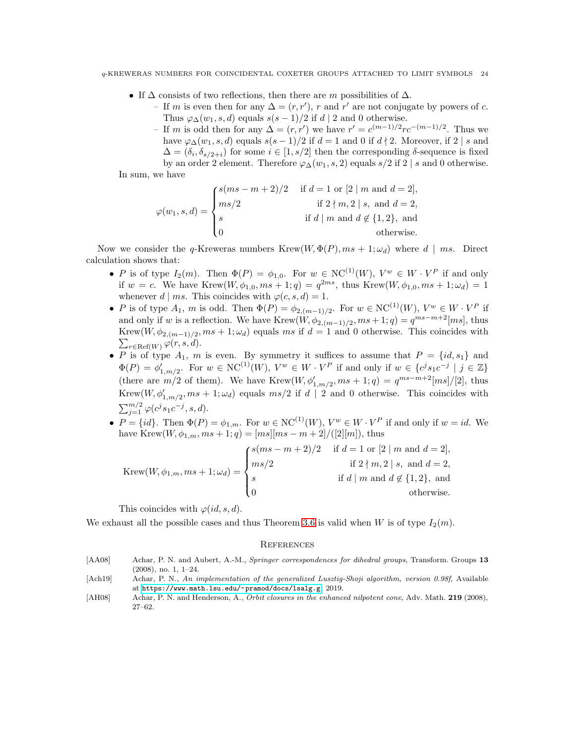- If $\Delta$ consists of two reflections, then there are $m$ possibilities of $\Delta$.
  - If $m$ is even then for any $\Delta = (r, r')$, $r$ and $r'$ are not conjugate by powers of $c$. Thus $\varphi_\Delta(w_1, s, d)$ equals $s(s-1)/2$ if $d \mid 2$ and 0 otherwise.
  - If $m$ is odd then for any $\Delta = (r, r')$ we have $r' = c^{(m-1)/2} r c^{-(m-1)/2}$. Thus we have $\varphi_\Delta(w_1, s, d)$ equals $s(s-1)/2$ if $d = 1$ and 0 if $d \nmid 2$. Moreover, if $2 \mid s$ and $\Delta = (\delta_i, \delta_{s/2+i})$ for some $i \in [1, s/2]$ then the corresponding $\delta$-sequence is fixed by an order 2 element. Therefore $\varphi_\Delta(w_1, s, 2)$ equals $s/2$ if $2 \mid s$ and 0 otherwise.

In sum, we have

$$\varphi(w_1, s, d) = \begin{cases} s(ms - m + 2)/2 & \text{if } d = 1 \text{ or } [2 \mid m \text{ and } d = 2], \\ ms/2 & \text{if } 2 \nmid m, 2 \mid s, \text{ and } d = 2, \\ s & \text{if } d \mid m \text{ and } d \notin \{1, 2\}, \text{ and} \\ 0 & \text{otherwise.} \end{cases}$$

Now we consider the $q$-Kreweras numbers $\mathrm{Krew}(W, \Phi(P), ms+1; \omega_d)$ where $d \mid ms$. Direct calculation shows that:

- $P$ is of type $I_2(m)$. Then $\Phi(P) = \phi_{1,0}$. For $w \in \mathrm{NC}^{(1)}(W)$, $V^w \in W \cdot V^P$ if and only if $w = c$. We have $\mathrm{Krew}(W, \phi_{1,0}, ms+1; q) = q^{2ms}$, thus $\mathrm{Krew}(W, \phi_{1,0}, ms+1; \omega_d) = 1$ whenever $d \mid ms$. This coincides with $\varphi(c, s, d) = 1$.
- $P$ is of type $A_1$, $m$ is odd. Then $\Phi(P) = \phi_{2,(m-1)/2}$. For $w \in \mathrm{NC}^{(1)}(W)$, $V^w \in W \cdot V^P$ if and only if $w$ is a reflection. We have $\mathrm{Krew}(W, \phi_{2,(m-1)/2}, ms+1; q) = q^{ms-m+2}[ms]$, thus $\mathrm{Krew}(W, \phi_{2,(m-1)/2}, ms+1; \omega_d)$ equals $ms$ if $d = 1$ and 0 otherwise. This coincides with $\sum_{r \in \mathrm{Ref}(W)} \varphi(r, s, d)$.
- $P$ is of type $A_1$, $m$ is even. By symmetry it suffices to assume that $P = \{id, s_1\}$ and $\Phi(P) = \phi'_{1,m/2}$. For $w \in \mathrm{NC}^{(1)}(W)$, $V^w \in W \cdot V^P$ if and only if $w \in \{c^j s_1 c^{-j} \mid j \in \mathbb{Z}\}$ (there are $m/2$ of them). We have $\mathrm{Krew}(W, \phi'_{1,m/2}, ms+1; q) = q^{ms-m+2}[ms]/[2]$, thus $\mathrm{Krew}(W, \phi'_{1,m/2}, ms+1; \omega_d)$ equals $ms/2$ if $d \mid 2$ and 0 otherwise. This coincides with $\sum_{j=1}^{m/2} \varphi(c^j s_1 c^{-j}, s, d)$.
- $P = \{id\}$. Then $\Phi(P) = \phi_{1,m}$. For $w \in \mathrm{NC}^{(1)}(W)$, $V^w \in W \cdot V^P$ if and only if $w = id$. We have $\mathrm{Krew}(W, \phi_{1,m}, ms+1; q) = [ms][ms - m + 2]/([2][m])$, thus

$$\mathrm{Krew}(W, \phi_{1,m}, ms+1; \omega_d) = \begin{cases} s(ms - m + 2)/2 & \text{if } d = 1 \text{ or } [2 \mid m \text{ and } d = 2], \\ ms/2 & \text{if } 2 \nmid m, 2 \mid s, \text{ and } d = 2, \\ s & \text{if } d \mid m \text{ and } d \notin \{1, 2\}, \text{ and} \\ 0 & \text{otherwise.} \end{cases}$$

  This coincides with $\varphi(id, s, d)$.

We exhaust all the possible cases and thus Theorem 3.6 is valid when $W$ is of type $I_2(m)$.

## References

[AA08] Achar, P. N. and Aubert, A.-M., *Springer correspondences for dihedral groups*, Transform. Groups **13** (2008), no. 1, 1–24.

[Ach19] Achar, P. N., *An implementation of the generalized Lusztig-Shoji algorithm, version 0.98f*, Available at https://www.math.lsu.edu/~pramod/docs/lsalg.g, 2019.

[AH08] Achar, P. N. and Henderson, A., *Orbit closures in the enhanced nilpotent cone*, Adv. Math. **219** (2008), 27–62.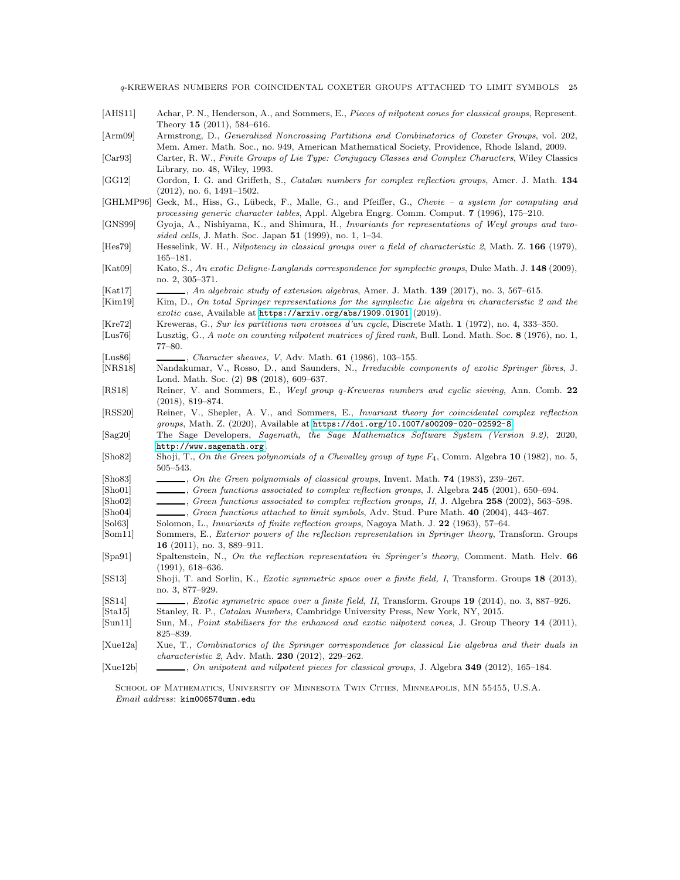[AHS11] Achar, P. N., Henderson, A., and Sommers, E., *Pieces of nilpotent cones for classical groups*, Represent. Theory **15** (2011), 584–616.

[Arm09] Armstrong, D., *Generalized Noncrossing Partitions and Combinatorics of Coxeter Groups*, vol. 202, Mem. Amer. Math. Soc., no. 949, American Mathematical Society, Providence, Rhode Island, 2009.

[Car93] Carter, R. W., *Finite Groups of Lie Type: Conjugacy Classes and Complex Characters*, Wiley Classics Library, no. 48, Wiley, 1993.

[GG12] Gordon, I. G. and Griffeth, S., *Catalan numbers for complex reflection groups*, Amer. J. Math. **134** (2012), no. 6, 1491–1502.

[GHLMP96] Geck, M., Hiss, G., Lübeck, F., Malle, G., and Pfeiffer, G., *Chevie – a system for computing and processing generic character tables*, Appl. Algebra Engrg. Comm. Comput. **7** (1996), 175–210.

[GNS99] Gyoja, A., Nishiyama, K., and Shimura, H., *Invariants for representations of Weyl groups and two-sided cells*, J. Math. Soc. Japan **51** (1999), no. 1, 1–34.

[Hes79] Hesselink, W. H., *Nilpotency in classical groups over a field of characteristic 2*, Math. Z. **166** (1979), 165–181.

[Kat09] Kato, S., *An exotic Deligne-Langlands correspondence for symplectic groups*, Duke Math. J. **148** (2009), no. 2, 305–371.

[Kat17] ______, *An algebraic study of extension algebras*, Amer. J. Math. **139** (2017), no. 3, 567–615.

[Kim19] Kim, D., *On total Springer representations for the symplectic Lie algebra in characteristic 2 and the exotic case*, Available at https://arxiv.org/abs/1909.01901 (2019).

[Kre72] Kreweras, G., *Sur les partitions non croisees d'un cycle*, Discrete Math. **1** (1972), no. 4, 333–350.

[Lus76] Lusztig, G., *A note on counting nilpotent matrices of fixed rank*, Bull. Lond. Math. Soc. **8** (1976), no. 1, 77–80.

[Lus86] ______, *Character sheaves, V*, Adv. Math. **61** (1986), 103–155.

[NRS18] Nandakumar, V., Rosso, D., and Saunders, N., *Irreducible components of exotic Springer fibres*, J. Lond. Math. Soc. (2) **98** (2018), 609–637.

[RS18] Reiner, V. and Sommers, E., *Weyl group q-Kreweras numbers and cyclic sieving*, Ann. Comb. **22** (2018), 819–874.

[RSS20] Reiner, V., Shepler, A. V., and Sommers, E., *Invariant theory for coincidental complex reflection groups*, Math. Z. (2020), Available at https://doi.org/10.1007/s00209-020-02592-8.

[Sag20] The Sage Developers, *Sagemath, the Sage Mathematics Software System (Version 9.2)*, 2020, http://www.sagemath.org.

[Sho82] Shoji, T., *On the Green polynomials of a Chevalley group of type $F_4$*, Comm. Algebra **10** (1982), no. 5, 505–543.

[Sho83] ______, *On the Green polynomials of classical groups*, Invent. Math. **74** (1983), 239–267.

[Sho01] ______, *Green functions associated to complex reflection groups*, J. Algebra **245** (2001), 650–694.

[Sho02] ______, *Green functions associated to complex reflection groups, II*, J. Algebra **258** (2002), 563–598.

[Sho04] ______, *Green functions attached to limit symbols*, Adv. Stud. Pure Math. **40** (2004), 443–467.

[Sol63] Solomon, L., *Invariants of finite reflection groups*, Nagoya Math. J. **22** (1963), 57–64.

[Som11] Sommers, E., *Exterior powers of the reflection representation in Springer theory*, Transform. Groups **16** (2011), no. 3, 889–911.

[Spa91] Spaltenstein, N., *On the reflection representation in Springer's theory*, Comment. Math. Helv. **66** (1991), 618–636.

[SS13] Shoji, T. and Sorlin, K., *Exotic symmetric space over a finite field, I*, Transform. Groups **18** (2013), no. 3, 877–929.

[SS14] ______, *Exotic symmetric space over a finite field, II*, Transform. Groups **19** (2014), no. 3, 887–926.

[Sta15] Stanley, R. P., *Catalan Numbers*, Cambridge University Press, New York, NY, 2015.

[Sun11] Sun, M., *Point stabilisers for the enhanced and exotic nilpotent cones*, J. Group Theory **14** (2011), 825–839.

[Xue12a] Xue, T., *Combinatorics of the Springer correspondence for classical Lie algebras and their duals in characteristic 2*, Adv. Math. **230** (2012), 229–262.

[Xue12b] ______, *On unipotent and nilpotent pieces for classical groups*, J. Algebra **349** (2012), 165–184.

School of Mathematics, University of Minnesota Twin Cities, Minneapolis, MN 55455, U.S.A.
*Email address*: kim00657@umn.edu